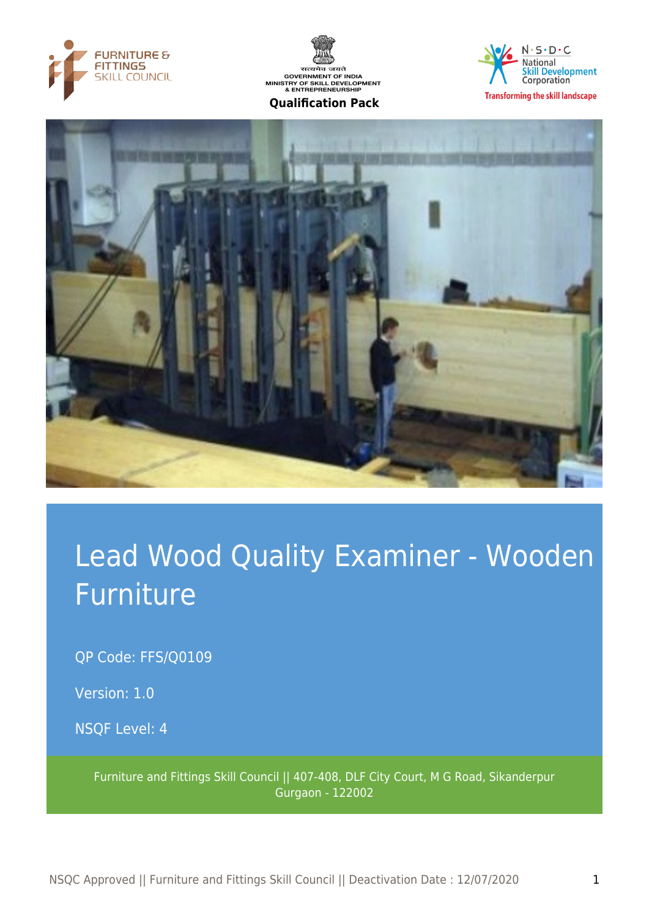FURNITURE & FITTINGS SKILL COUNCIL

GOVERNMENT OF INDIA
MINISTRY OF SKILL DEVELOPMENT & ENTREPRENEURSHIP

**Qualification Pack**

N·S·D·C National Skill Development Corporation
Transforming the skill landscape

# Lead Wood Quality Examiner - Wooden Furniture

QP Code: FFS/Q0109

Version: 1.0

NSQF Level: 4

Furniture and Fittings Skill Council || 407-408, DLF City Court, M G Road, Sikanderpur Gurgaon - 122002

NSQC Approved || Furniture and Fittings Skill Council || Deactivation Date : 12/07/2020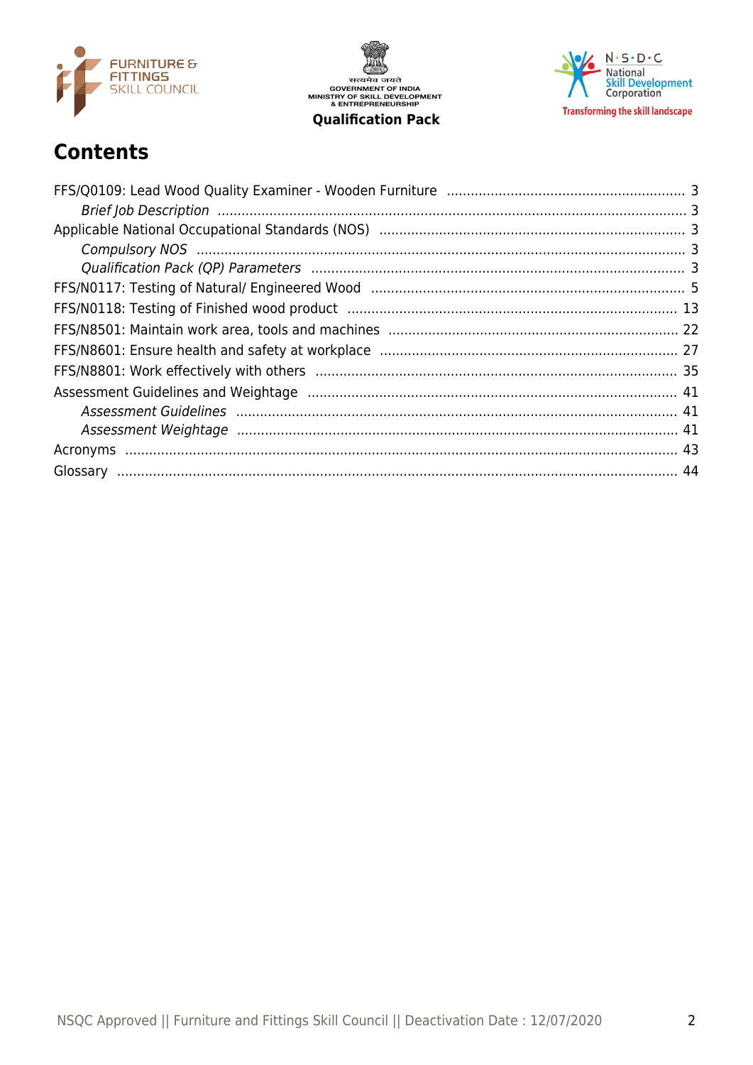## Contents

FFS/Q0109: Lead Wood Quality Examiner - Wooden Furniture ........................................................... 3

*Brief Job Description* ........................................................................................................................ 3

Applicable National Occupational Standards (NOS) ........................................................................... 3

*Compulsory NOS* ............................................................................................................................... 3

*Qualification Pack (QP) Parameters* ................................................................................................ 3

FFS/N0117: Testing of Natural/ Engineered Wood ............................................................................. 5

FFS/N0118: Testing of Finished wood product ................................................................................. 13

FFS/N8501: Maintain work area, tools and machines ........................................................................ 22

FFS/N8601: Ensure health and safety at workplace .......................................................................... 27

FFS/N8801: Work effectively with others ......................................................................................... 35

Assessment Guidelines and Weightage ............................................................................................ 41

*Assessment Guidelines* ................................................................................................................... 41

*Assessment Weightage* .................................................................................................................. 41

Acronyms .......................................................................................................................................... 43

Glossary ............................................................................................................................................ 44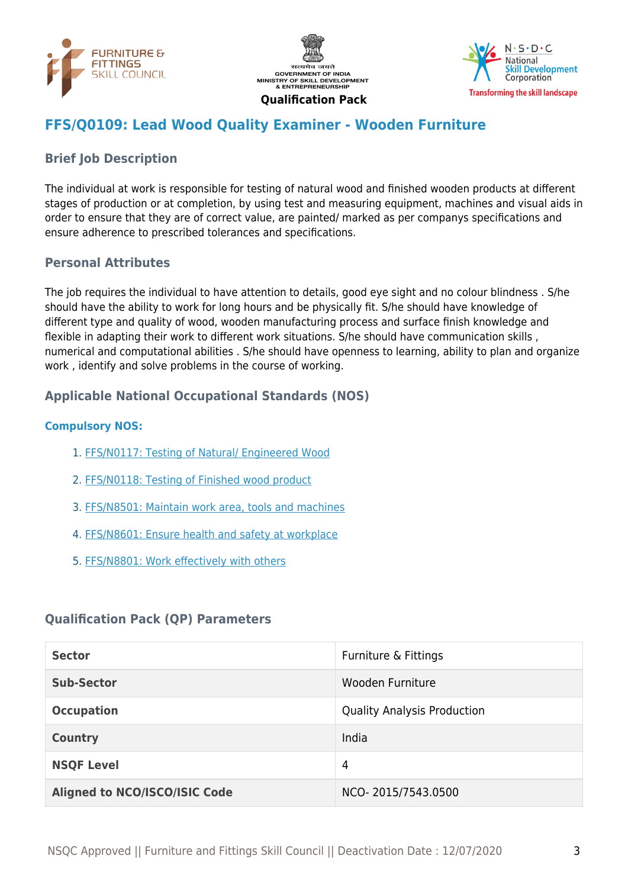Qualification Pack

# FFS/Q0109: Lead Wood Quality Examiner - Wooden Furniture

## Brief Job Description

The individual at work is responsible for testing of natural wood and finished wooden products at different stages of production or at completion, by using test and measuring equipment, machines and visual aids in order to ensure that they are of correct value, are painted/ marked as per companys specifications and ensure adherence to prescribed tolerances and specifications.

## Personal Attributes

The job requires the individual to have attention to details, good eye sight and no colour blindness . S/he should have the ability to work for long hours and be physically fit. S/he should have knowledge of different type and quality of wood, wooden manufacturing process and surface finish knowledge and flexible in adapting their work to different work situations. S/he should have communication skills , numerical and computational abilities . S/he should have openness to learning, ability to plan and organize work , identify and solve problems in the course of working.

## Applicable National Occupational Standards (NOS)

### Compulsory NOS:

1. FFS/N0117: Testing of Natural/ Engineered Wood
2. FFS/N0118: Testing of Finished wood product
3. FFS/N8501: Maintain work area, tools and machines
4. FFS/N8601: Ensure health and safety at workplace
5. FFS/N8801: Work effectively with others

## Qualification Pack (QP) Parameters

| | |
|---|---|
| **Sector** | Furniture & Fittings |
| **Sub-Sector** | Wooden Furniture |
| **Occupation** | Quality Analysis Production |
| **Country** | India |
| **NSQF Level** | 4 |
| **Aligned to NCO/ISCO/ISIC Code** | NCO- 2015/7543.0500 |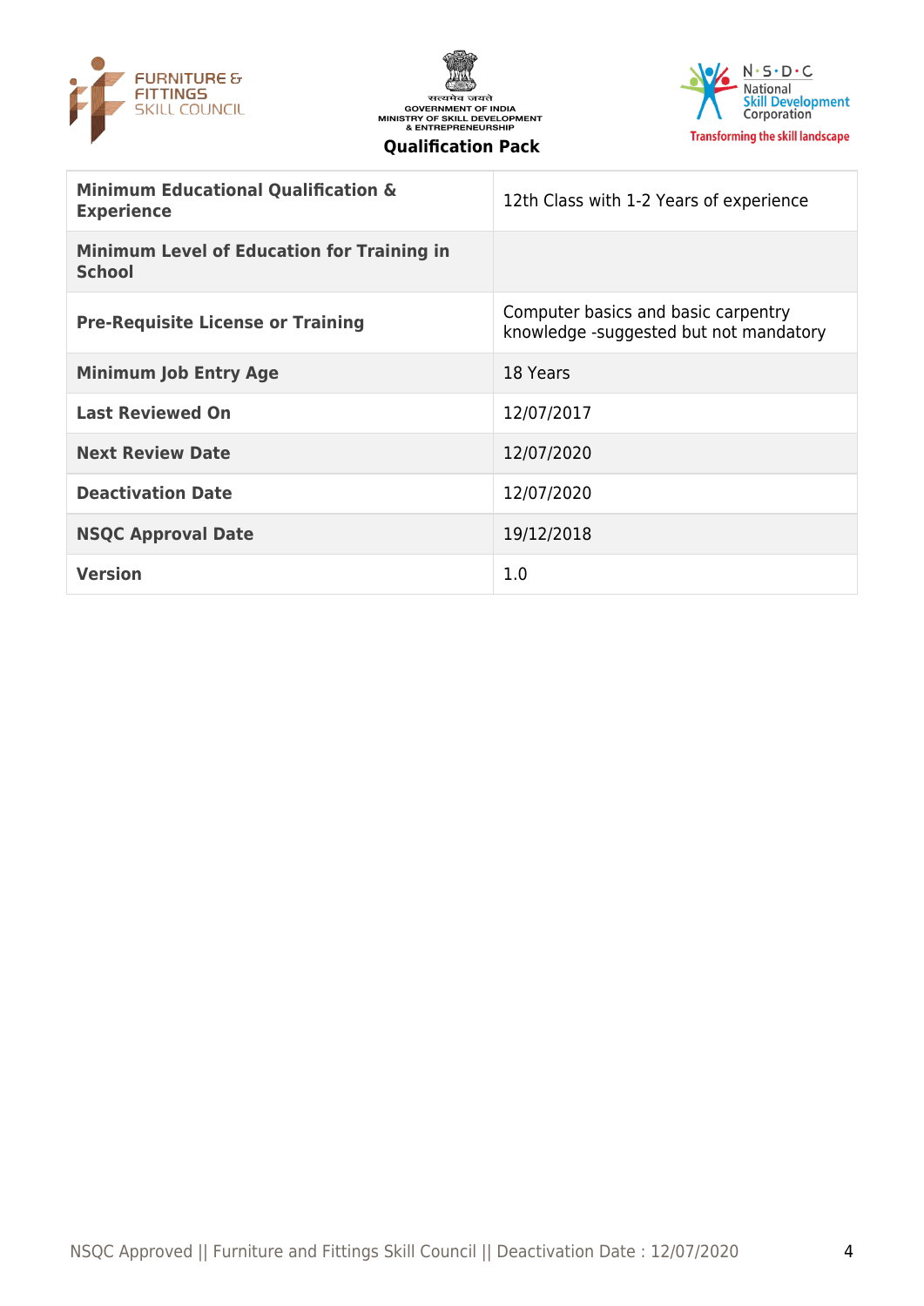| | |
|---|---|
| **Minimum Educational Qualification & Experience** | 12th Class with 1-2 Years of experience |
| **Minimum Level of Education for Training in School** | |
| **Pre-Requisite License or Training** | Computer basics and basic carpentry knowledge -suggested but not mandatory |
| **Minimum Job Entry Age** | 18 Years |
| **Last Reviewed On** | 12/07/2017 |
| **Next Review Date** | 12/07/2020 |
| **Deactivation Date** | 12/07/2020 |
| **NSQC Approval Date** | 19/12/2018 |
| **Version** | 1.0 |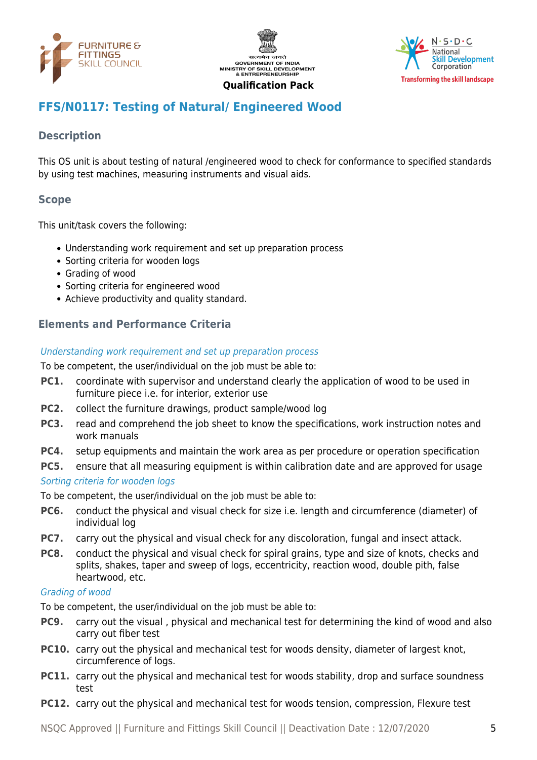## FFS/N0117: Testing of Natural/ Engineered Wood

### Description

This OS unit is about testing of natural /engineered wood to check for conformance to specified standards by using test machines, measuring instruments and visual aids.

### Scope

This unit/task covers the following:

- Understanding work requirement and set up preparation process
- Sorting criteria for wooden logs
- Grading of wood
- Sorting criteria for engineered wood
- Achieve productivity and quality standard.

### Elements and Performance Criteria

*Understanding work requirement and set up preparation process*

To be competent, the user/individual on the job must be able to:

**PC1.** coordinate with supervisor and understand clearly the application of wood to be used in furniture piece i.e. for interior, exterior use

**PC2.** collect the furniture drawings, product sample/wood log

**PC3.** read and comprehend the job sheet to know the specifications, work instruction notes and work manuals

**PC4.** setup equipments and maintain the work area as per procedure or operation specification

**PC5.** ensure that all measuring equipment is within calibration date and are approved for usage

*Sorting criteria for wooden logs*

To be competent, the user/individual on the job must be able to:

**PC6.** conduct the physical and visual check for size i.e. length and circumference (diameter) of individual log

**PC7.** carry out the physical and visual check for any discoloration, fungal and insect attack.

**PC8.** conduct the physical and visual check for spiral grains, type and size of knots, checks and splits, shakes, taper and sweep of logs, eccentricity, reaction wood, double pith, false heartwood, etc.

*Grading of wood*

To be competent, the user/individual on the job must be able to:

**PC9.** carry out the visual , physical and mechanical test for determining the kind of wood and also carry out fiber test

**PC10.** carry out the physical and mechanical test for woods density, diameter of largest knot, circumference of logs.

**PC11.** carry out the physical and mechanical test for woods stability, drop and surface soundness test

**PC12.** carry out the physical and mechanical test for woods tension, compression, Flexure test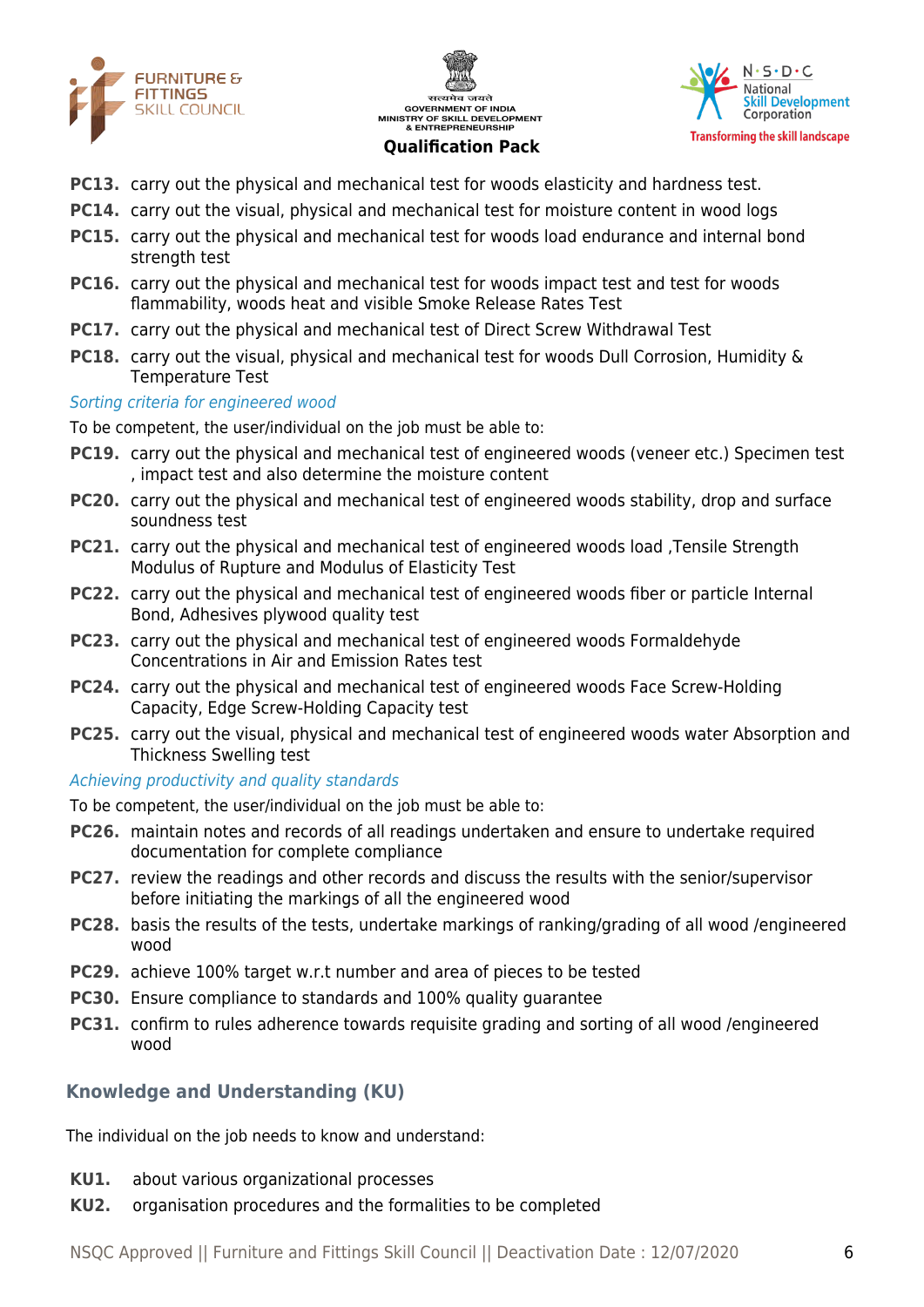**PC13.** carry out the physical and mechanical test for woods elasticity and hardness test.

**PC14.** carry out the visual, physical and mechanical test for moisture content in wood logs

**PC15.** carry out the physical and mechanical test for woods load endurance and internal bond strength test

**PC16.** carry out the physical and mechanical test for woods impact test and test for woods flammability, woods heat and visible Smoke Release Rates Test

**PC17.** carry out the physical and mechanical test of Direct Screw Withdrawal Test

**PC18.** carry out the visual, physical and mechanical test for woods Dull Corrosion, Humidity & Temperature Test

*Sorting criteria for engineered wood*

To be competent, the user/individual on the job must be able to:

**PC19.** carry out the physical and mechanical test of engineered woods (veneer etc.) Specimen test , impact test and also determine the moisture content

**PC20.** carry out the physical and mechanical test of engineered woods stability, drop and surface soundness test

**PC21.** carry out the physical and mechanical test of engineered woods load ,Tensile Strength Modulus of Rupture and Modulus of Elasticity Test

**PC22.** carry out the physical and mechanical test of engineered woods fiber or particle Internal Bond, Adhesives plywood quality test

**PC23.** carry out the physical and mechanical test of engineered woods Formaldehyde Concentrations in Air and Emission Rates test

**PC24.** carry out the physical and mechanical test of engineered woods Face Screw-Holding Capacity, Edge Screw-Holding Capacity test

**PC25.** carry out the visual, physical and mechanical test of engineered woods water Absorption and Thickness Swelling test

*Achieving productivity and quality standards*

To be competent, the user/individual on the job must be able to:

**PC26.** maintain notes and records of all readings undertaken and ensure to undertake required documentation for complete compliance

**PC27.** review the readings and other records and discuss the results with the senior/supervisor before initiating the markings of all the engineered wood

**PC28.** basis the results of the tests, undertake markings of ranking/grading of all wood /engineered wood

**PC29.** achieve 100% target w.r.t number and area of pieces to be tested

**PC30.** Ensure compliance to standards and 100% quality guarantee

**PC31.** confirm to rules adherence towards requisite grading and sorting of all wood /engineered wood

## Knowledge and Understanding (KU)

The individual on the job needs to know and understand:

**KU1.** about various organizational processes

**KU2.** organisation procedures and the formalities to be completed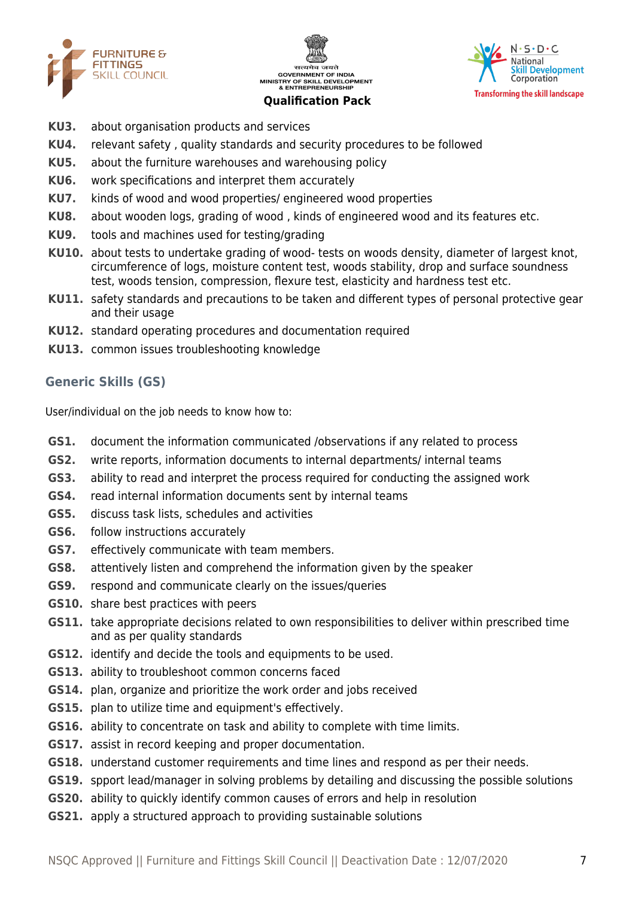**KU3.** about organisation products and services

**KU4.** relevant safety , quality standards and security procedures to be followed

**KU5.** about the furniture warehouses and warehousing policy

**KU6.** work specifications and interpret them accurately

**KU7.** kinds of wood and wood properties/ engineered wood properties

**KU8.** about wooden logs, grading of wood , kinds of engineered wood and its features etc.

**KU9.** tools and machines used for testing/grading

**KU10.** about tests to undertake grading of wood- tests on woods density, diameter of largest knot, circumference of logs, moisture content test, woods stability, drop and surface soundness test, woods tension, compression, flexure test, elasticity and hardness test etc.

**KU11.** safety standards and precautions to be taken and different types of personal protective gear and their usage

**KU12.** standard operating procedures and documentation required

**KU13.** common issues troubleshooting knowledge

## Generic Skills (GS)

User/individual on the job needs to know how to:

**GS1.** document the information communicated /observations if any related to process

**GS2.** write reports, information documents to internal departments/ internal teams

**GS3.** ability to read and interpret the process required for conducting the assigned work

**GS4.** read internal information documents sent by internal teams

**GS5.** discuss task lists, schedules and activities

**GS6.** follow instructions accurately

**GS7.** effectively communicate with team members.

**GS8.** attentively listen and comprehend the information given by the speaker

**GS9.** respond and communicate clearly on the issues/queries

**GS10.** share best practices with peers

**GS11.** take appropriate decisions related to own responsibilities to deliver within prescribed time and as per quality standards

**GS12.** identify and decide the tools and equipments to be used.

**GS13.** ability to troubleshoot common concerns faced

**GS14.** plan, organize and prioritize the work order and jobs received

**GS15.** plan to utilize time and equipment's effectively.

**GS16.** ability to concentrate on task and ability to complete with time limits.

**GS17.** assist in record keeping and proper documentation.

**GS18.** understand customer requirements and time lines and respond as per their needs.

**GS19.** spport lead/manager in solving problems by detailing and discussing the possible solutions

**GS20.** ability to quickly identify common causes of errors and help in resolution

**GS21.** apply a structured approach to providing sustainable solutions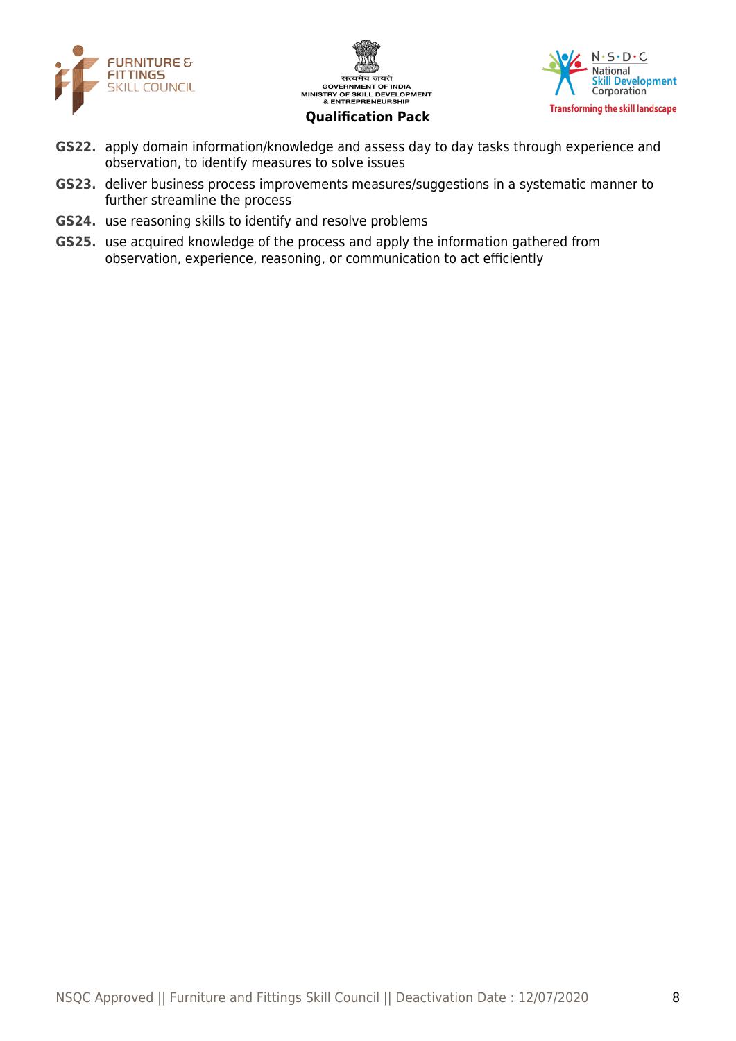**GS22.** apply domain information/knowledge and assess day to day tasks through experience and observation, to identify measures to solve issues

**GS23.** deliver business process improvements measures/suggestions in a systematic manner to further streamline the process

**GS24.** use reasoning skills to identify and resolve problems

**GS25.** use acquired knowledge of the process and apply the information gathered from observation, experience, reasoning, or communication to act efficiently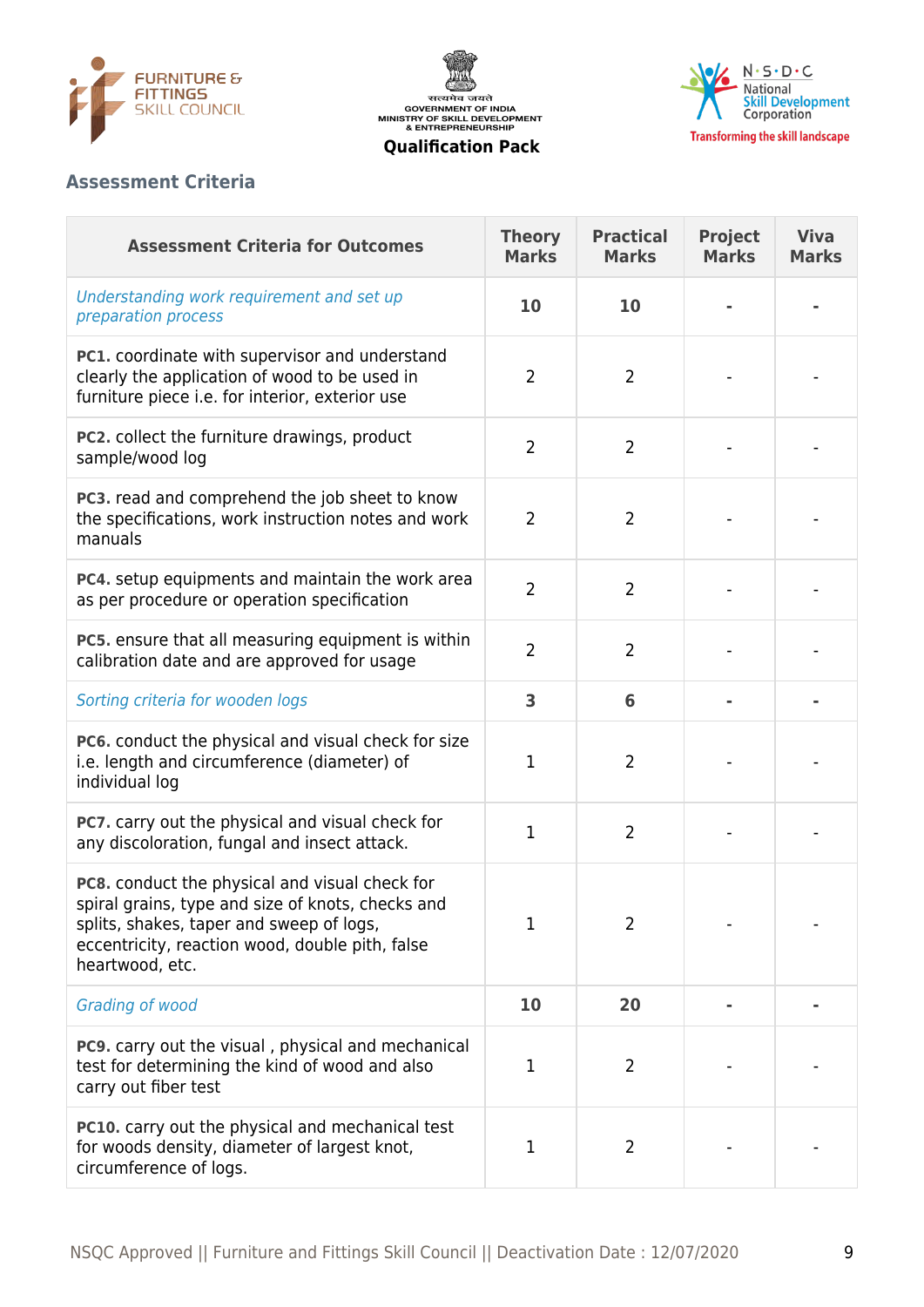## Assessment Criteria

| Assessment Criteria for Outcomes | Theory Marks | Practical Marks | Project Marks | Viva Marks |
|---|---|---|---|---|
| *Understanding work requirement and set up preparation process* | **10** | **10** | **-** | **-** |
| **PC1.** coordinate with supervisor and understand clearly the application of wood to be used in furniture piece i.e. for interior, exterior use | 2 | 2 | - | - |
| **PC2.** collect the furniture drawings, product sample/wood log | 2 | 2 | - | - |
| **PC3.** read and comprehend the job sheet to know the specifications, work instruction notes and work manuals | 2 | 2 | - | - |
| **PC4.** setup equipments and maintain the work area as per procedure or operation specification | 2 | 2 | - | - |
| **PC5.** ensure that all measuring equipment is within calibration date and are approved for usage | 2 | 2 | - | - |
| *Sorting criteria for wooden logs* | **3** | **6** | **-** | **-** |
| **PC6.** conduct the physical and visual check for size i.e. length and circumference (diameter) of individual log | 1 | 2 | - | - |
| **PC7.** carry out the physical and visual check for any discoloration, fungal and insect attack. | 1 | 2 | - | - |
| **PC8.** conduct the physical and visual check for spiral grains, type and size of knots, checks and splits, shakes, taper and sweep of logs, eccentricity, reaction wood, double pith, false heartwood, etc. | 1 | 2 | - | - |
| *Grading of wood* | **10** | **20** | **-** | **-** |
| **PC9.** carry out the visual , physical and mechanical test for determining the kind of wood and also carry out fiber test | 1 | 2 | - | - |
| **PC10.** carry out the physical and mechanical test for woods density, diameter of largest knot, circumference of logs. | 1 | 2 | - | - |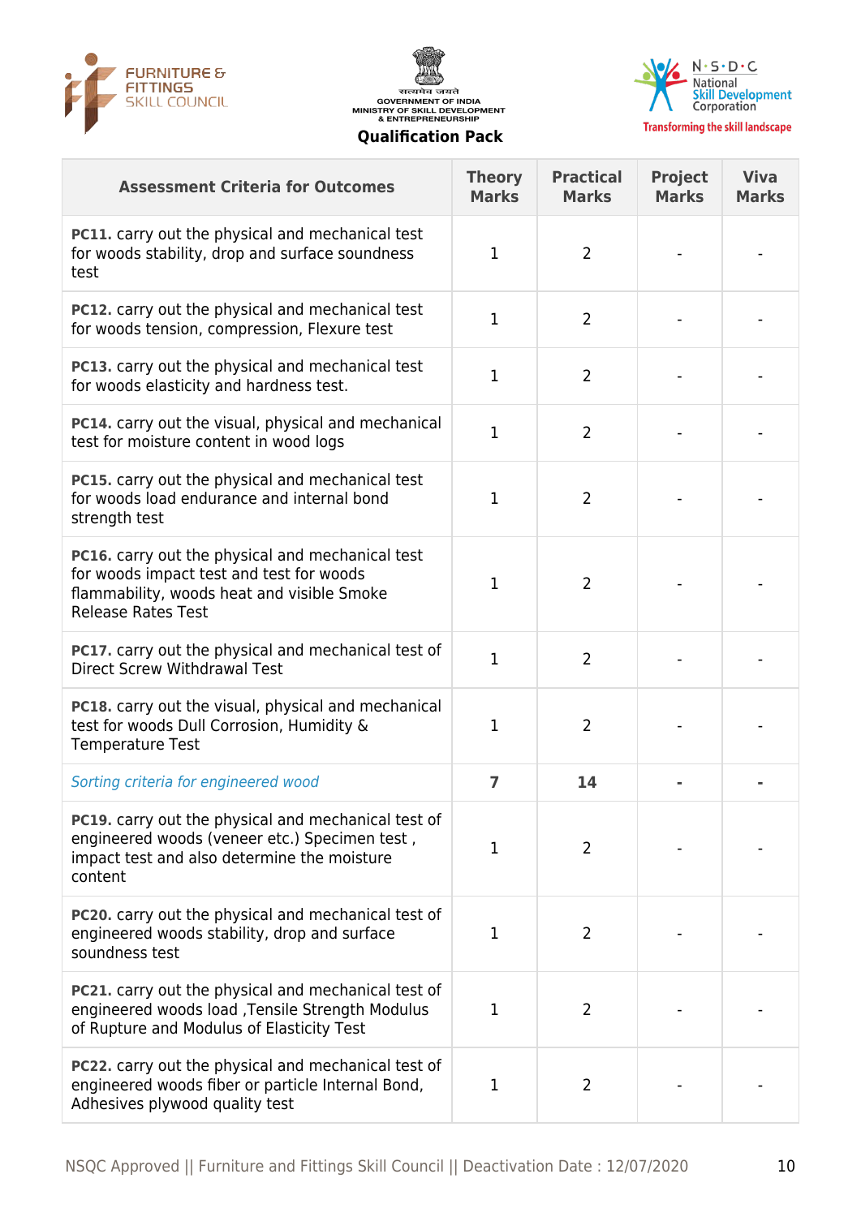Qualification Pack

| Assessment Criteria for Outcomes | Theory Marks | Practical Marks | Project Marks | Viva Marks |
|---|---|---|---|---|
| **PC11.** carry out the physical and mechanical test for woods stability, drop and surface soundness test | 1 | 2 | - | - |
| **PC12.** carry out the physical and mechanical test for woods tension, compression, Flexure test | 1 | 2 | - | - |
| **PC13.** carry out the physical and mechanical test for woods elasticity and hardness test. | 1 | 2 | - | - |
| **PC14.** carry out the visual, physical and mechanical test for moisture content in wood logs | 1 | 2 | - | - |
| **PC15.** carry out the physical and mechanical test for woods load endurance and internal bond strength test | 1 | 2 | - | - |
| **PC16.** carry out the physical and mechanical test for woods impact test and test for woods flammability, woods heat and visible Smoke Release Rates Test | 1 | 2 | - | - |
| **PC17.** carry out the physical and mechanical test of Direct Screw Withdrawal Test | 1 | 2 | - | - |
| **PC18.** carry out the visual, physical and mechanical test for woods Dull Corrosion, Humidity & Temperature Test | 1 | 2 | - | - |
| *Sorting criteria for engineered wood* | **7** | **14** | **-** | **-** |
| **PC19.** carry out the physical and mechanical test of engineered woods (veneer etc.) Specimen test , impact test and also determine the moisture content | 1 | 2 | - | - |
| **PC20.** carry out the physical and mechanical test of engineered woods stability, drop and surface soundness test | 1 | 2 | - | - |
| **PC21.** carry out the physical and mechanical test of engineered woods load ,Tensile Strength Modulus of Rupture and Modulus of Elasticity Test | 1 | 2 | - | - |
| **PC22.** carry out the physical and mechanical test of engineered woods fiber or particle Internal Bond, Adhesives plywood quality test | 1 | 2 | - | - |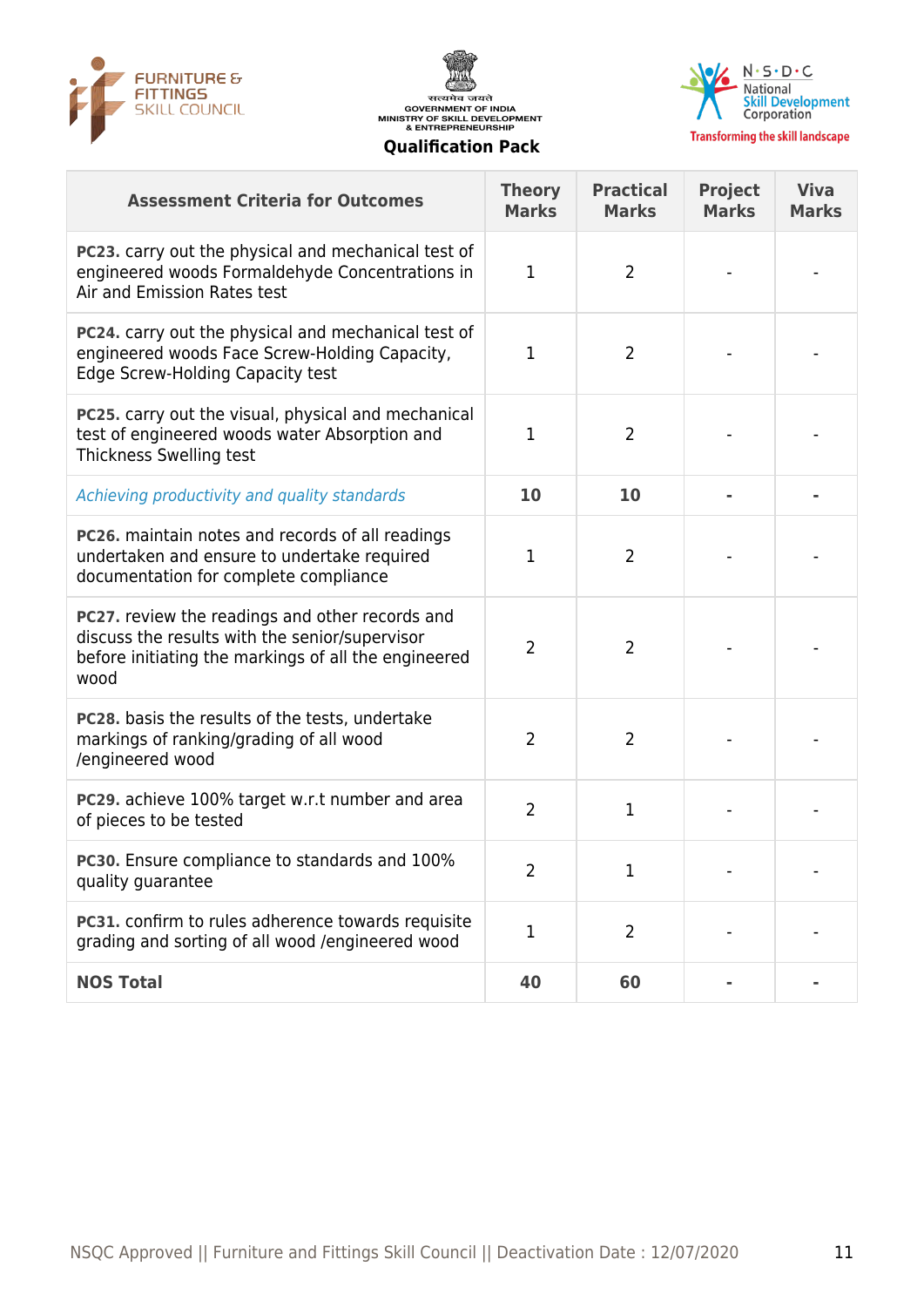| Assessment Criteria for Outcomes | Theory Marks | Practical Marks | Project Marks | Viva Marks |
|---|---|---|---|---|
| **PC23.** carry out the physical and mechanical test of engineered woods Formaldehyde Concentrations in Air and Emission Rates test | 1 | 2 | - | - |
| **PC24.** carry out the physical and mechanical test of engineered woods Face Screw-Holding Capacity, Edge Screw-Holding Capacity test | 1 | 2 | - | - |
| **PC25.** carry out the visual, physical and mechanical test of engineered woods water Absorption and Thickness Swelling test | 1 | 2 | - | - |
| *Achieving productivity and quality standards* | **10** | **10** | **-** | **-** |
| **PC26.** maintain notes and records of all readings undertaken and ensure to undertake required documentation for complete compliance | 1 | 2 | - | - |
| **PC27.** review the readings and other records and discuss the results with the senior/supervisor before initiating the markings of all the engineered wood | 2 | 2 | - | - |
| **PC28.** basis the results of the tests, undertake markings of ranking/grading of all wood /engineered wood | 2 | 2 | - | - |
| **PC29.** achieve 100% target w.r.t number and area of pieces to be tested | 2 | 1 | - | - |
| **PC30.** Ensure compliance to standards and 100% quality guarantee | 2 | 1 | - | - |
| **PC31.** confirm to rules adherence towards requisite grading and sorting of all wood /engineered wood | 1 | 2 | - | - |
| **NOS Total** | **40** | **60** | **-** | **-** |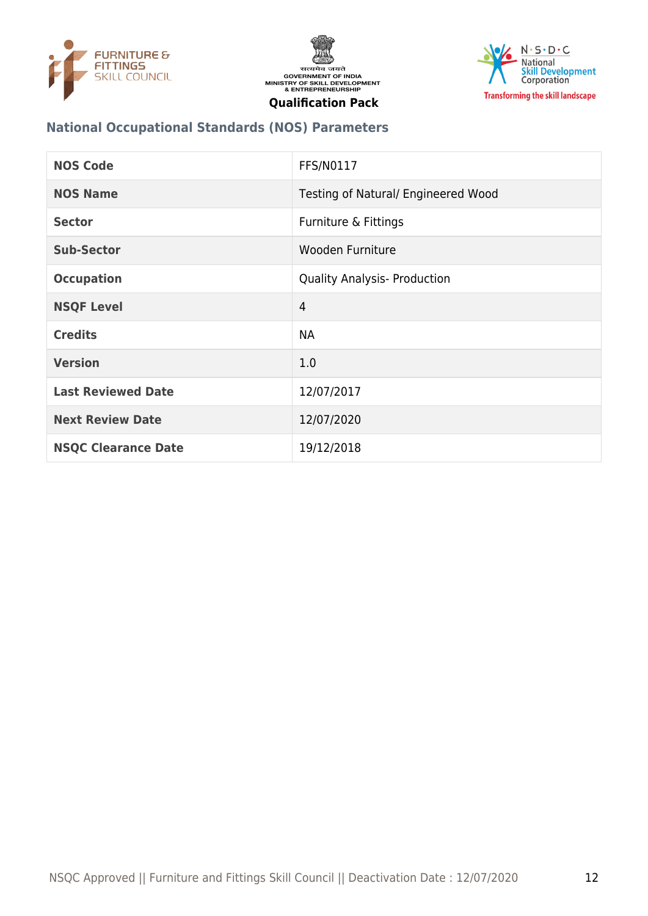## National Occupational Standards (NOS) Parameters

| | |
|---|---|
| **NOS Code** | FFS/N0117 |
| **NOS Name** | Testing of Natural/ Engineered Wood |
| **Sector** | Furniture & Fittings |
| **Sub-Sector** | Wooden Furniture |
| **Occupation** | Quality Analysis- Production |
| **NSQF Level** | 4 |
| **Credits** | NA |
| **Version** | 1.0 |
| **Last Reviewed Date** | 12/07/2017 |
| **Next Review Date** | 12/07/2020 |
| **NSQC Clearance Date** | 19/12/2018 |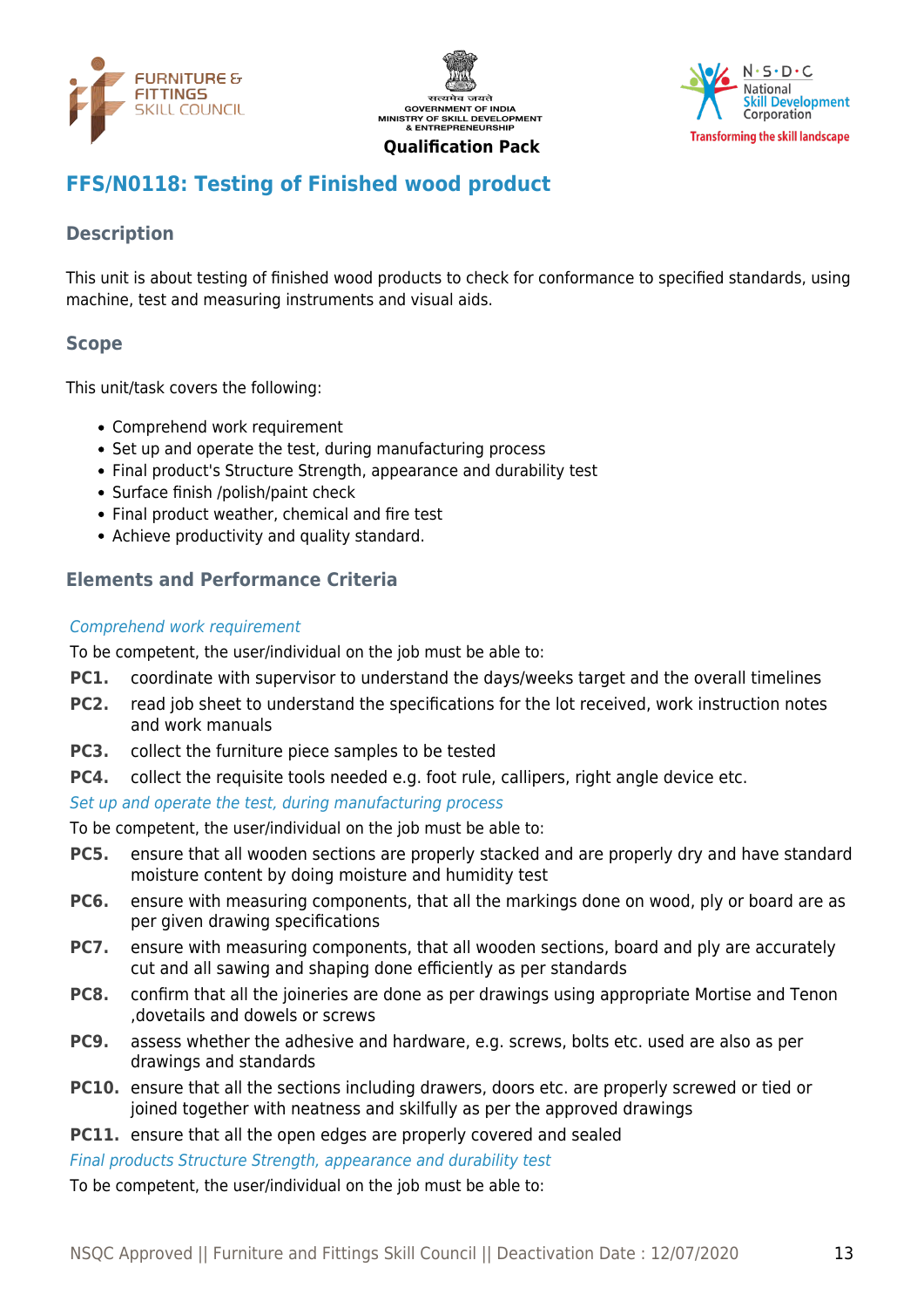## FFS/N0118: Testing of Finished wood product

### Description

This unit is about testing of finished wood products to check for conformance to specified standards, using machine, test and measuring instruments and visual aids.

### Scope

This unit/task covers the following:

- Comprehend work requirement
- Set up and operate the test, during manufacturing process
- Final product's Structure Strength, appearance and durability test
- Surface finish /polish/paint check
- Final product weather, chemical and fire test
- Achieve productivity and quality standard.

### Elements and Performance Criteria

*Comprehend work requirement*

To be competent, the user/individual on the job must be able to:

**PC1.** coordinate with supervisor to understand the days/weeks target and the overall timelines

**PC2.** read job sheet to understand the specifications for the lot received, work instruction notes and work manuals

**PC3.** collect the furniture piece samples to be tested

**PC4.** collect the requisite tools needed e.g. foot rule, callipers, right angle device etc.

*Set up and operate the test, during manufacturing process*

To be competent, the user/individual on the job must be able to:

**PC5.** ensure that all wooden sections are properly stacked and are properly dry and have standard moisture content by doing moisture and humidity test

**PC6.** ensure with measuring components, that all the markings done on wood, ply or board are as per given drawing specifications

**PC7.** ensure with measuring components, that all wooden sections, board and ply are accurately cut and all sawing and shaping done efficiently as per standards

**PC8.** confirm that all the joineries are done as per drawings using appropriate Mortise and Tenon ,dovetails and dowels or screws

**PC9.** assess whether the adhesive and hardware, e.g. screws, bolts etc. used are also as per drawings and standards

**PC10.** ensure that all the sections including drawers, doors etc. are properly screwed or tied or joined together with neatness and skilfully as per the approved drawings

**PC11.** ensure that all the open edges are properly covered and sealed

*Final products Structure Strength, appearance and durability test*

To be competent, the user/individual on the job must be able to: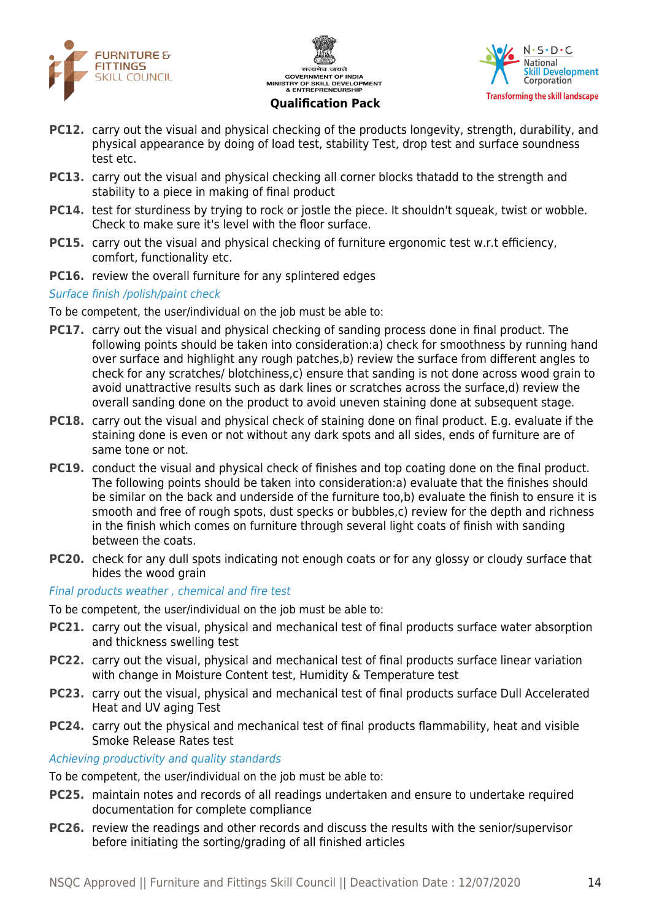**PC12.** carry out the visual and physical checking of the products longevity, strength, durability, and physical appearance by doing of load test, stability Test, drop test and surface soundness test etc.

**PC13.** carry out the visual and physical checking all corner blocks thatadd to the strength and stability to a piece in making of final product

**PC14.** test for sturdiness by trying to rock or jostle the piece. It shouldn't squeak, twist or wobble. Check to make sure it's level with the floor surface.

**PC15.** carry out the visual and physical checking of furniture ergonomic test w.r.t efficiency, comfort, functionality etc.

**PC16.** review the overall furniture for any splintered edges

*Surface finish /polish/paint check*

To be competent, the user/individual on the job must be able to:

**PC17.** carry out the visual and physical checking of sanding process done in final product. The following points should be taken into consideration:a) check for smoothness by running hand over surface and highlight any rough patches,b) review the surface from different angles to check for any scratches/ blotchiness,c) ensure that sanding is not done across wood grain to avoid unattractive results such as dark lines or scratches across the surface,d) review the overall sanding done on the product to avoid uneven staining done at subsequent stage.

**PC18.** carry out the visual and physical check of staining done on final product. E.g. evaluate if the staining done is even or not without any dark spots and all sides, ends of furniture are of same tone or not.

**PC19.** conduct the visual and physical check of finishes and top coating done on the final product. The following points should be taken into consideration:a) evaluate that the finishes should be similar on the back and underside of the furniture too,b) evaluate the finish to ensure it is smooth and free of rough spots, dust specks or bubbles,c) review for the depth and richness in the finish which comes on furniture through several light coats of finish with sanding between the coats.

**PC20.** check for any dull spots indicating not enough coats or for any glossy or cloudy surface that hides the wood grain

*Final products weather , chemical and fire test*

To be competent, the user/individual on the job must be able to:

**PC21.** carry out the visual, physical and mechanical test of final products surface water absorption and thickness swelling test

**PC22.** carry out the visual, physical and mechanical test of final products surface linear variation with change in Moisture Content test, Humidity & Temperature test

**PC23.** carry out the visual, physical and mechanical test of final products surface Dull Accelerated Heat and UV aging Test

**PC24.** carry out the physical and mechanical test of final products flammability, heat and visible Smoke Release Rates test

*Achieving productivity and quality standards*

To be competent, the user/individual on the job must be able to:

**PC25.** maintain notes and records of all readings undertaken and ensure to undertake required documentation for complete compliance

**PC26.** review the readings and other records and discuss the results with the senior/supervisor before initiating the sorting/grading of all finished articles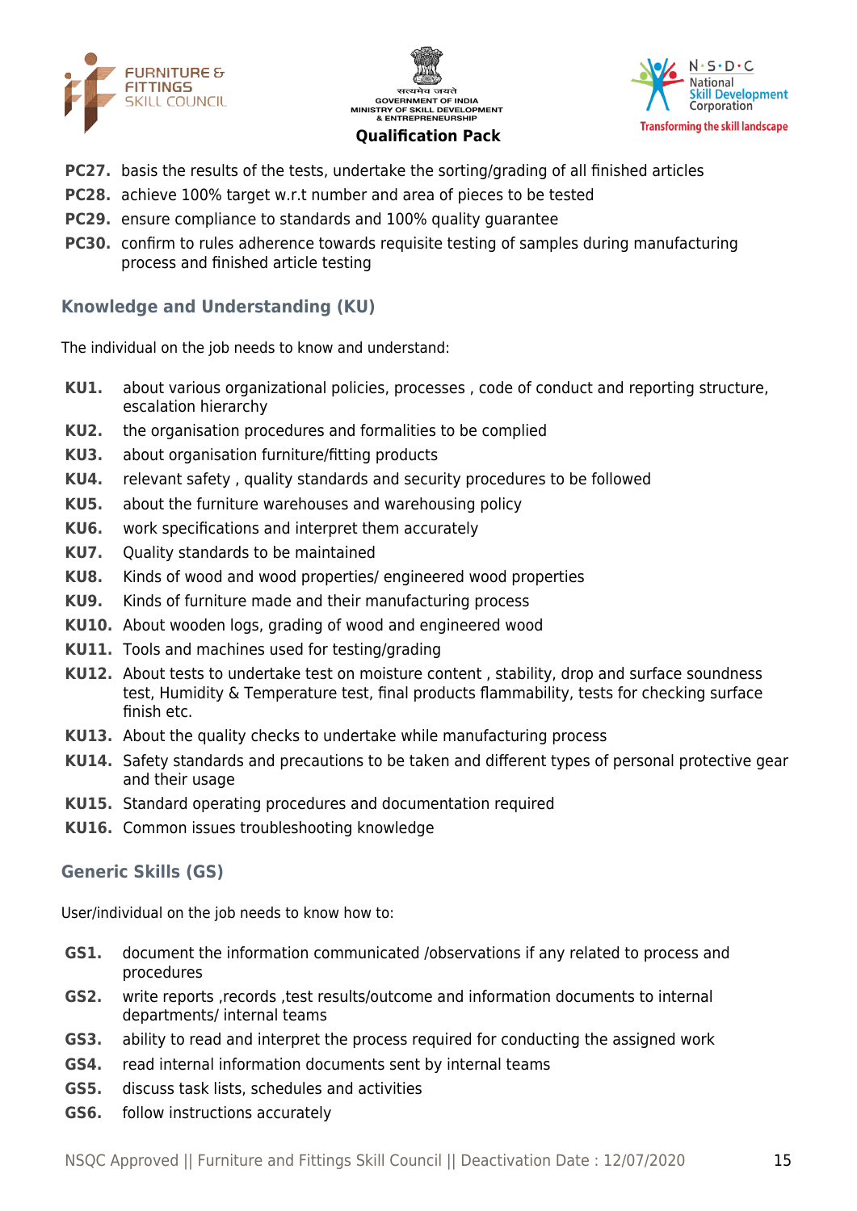**PC27.** basis the results of the tests, undertake the sorting/grading of all finished articles

**PC28.** achieve 100% target w.r.t number and area of pieces to be tested

**PC29.** ensure compliance to standards and 100% quality guarantee

**PC30.** confirm to rules adherence towards requisite testing of samples during manufacturing process and finished article testing

### Knowledge and Understanding (KU)

The individual on the job needs to know and understand:

**KU1.** about various organizational policies, processes , code of conduct and reporting structure, escalation hierarchy

**KU2.** the organisation procedures and formalities to be complied

**KU3.** about organisation furniture/fitting products

**KU4.** relevant safety , quality standards and security procedures to be followed

**KU5.** about the furniture warehouses and warehousing policy

**KU6.** work specifications and interpret them accurately

**KU7.** Quality standards to be maintained

**KU8.** Kinds of wood and wood properties/ engineered wood properties

**KU9.** Kinds of furniture made and their manufacturing process

**KU10.** About wooden logs, grading of wood and engineered wood

**KU11.** Tools and machines used for testing/grading

**KU12.** About tests to undertake test on moisture content , stability, drop and surface soundness test, Humidity & Temperature test, final products flammability, tests for checking surface finish etc.

**KU13.** About the quality checks to undertake while manufacturing process

**KU14.** Safety standards and precautions to be taken and different types of personal protective gear and their usage

**KU15.** Standard operating procedures and documentation required

**KU16.** Common issues troubleshooting knowledge

### Generic Skills (GS)

User/individual on the job needs to know how to:

**GS1.** document the information communicated /observations if any related to process and procedures

**GS2.** write reports ,records ,test results/outcome and information documents to internal departments/ internal teams

**GS3.** ability to read and interpret the process required for conducting the assigned work

**GS4.** read internal information documents sent by internal teams

**GS5.** discuss task lists, schedules and activities

**GS6.** follow instructions accurately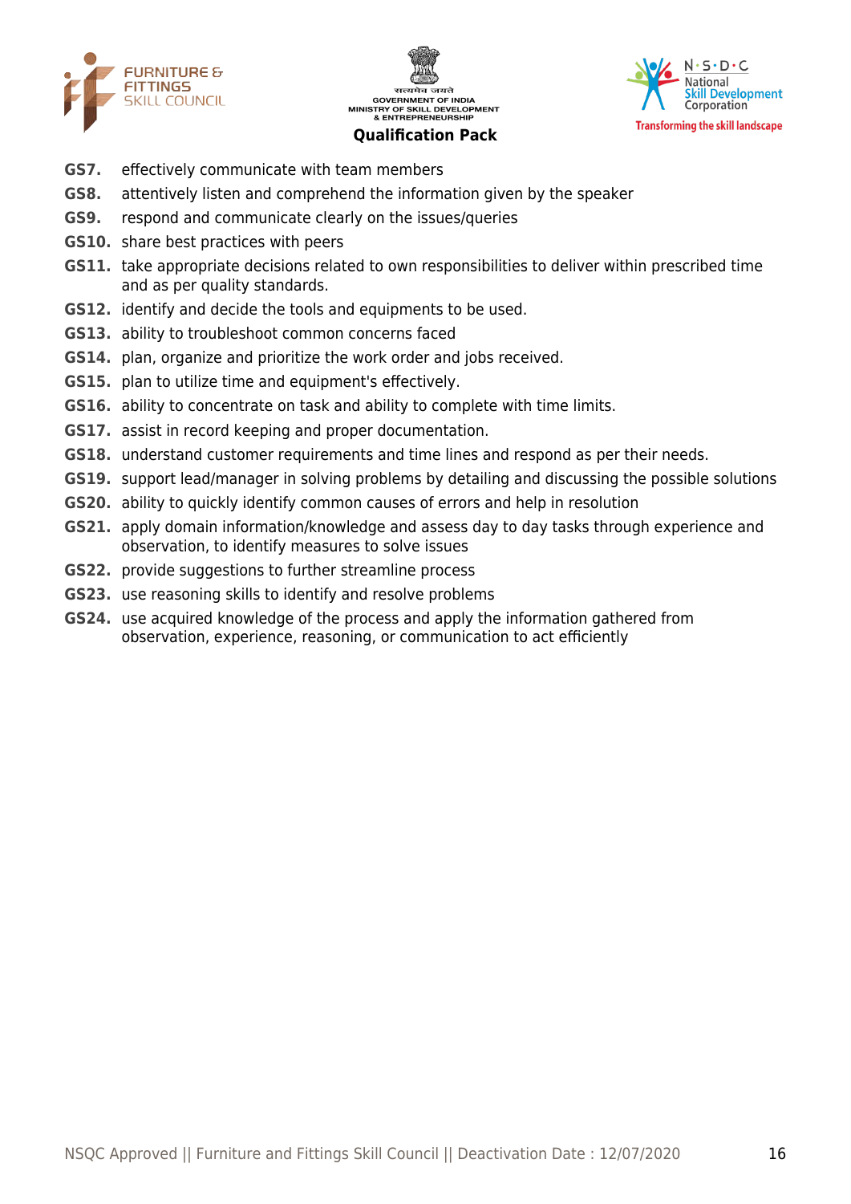**GS7.** effectively communicate with team members

**GS8.** attentively listen and comprehend the information given by the speaker

**GS9.** respond and communicate clearly on the issues/queries

**GS10.** share best practices with peers

**GS11.** take appropriate decisions related to own responsibilities to deliver within prescribed time and as per quality standards.

**GS12.** identify and decide the tools and equipments to be used.

**GS13.** ability to troubleshoot common concerns faced

**GS14.** plan, organize and prioritize the work order and jobs received.

**GS15.** plan to utilize time and equipment's effectively.

**GS16.** ability to concentrate on task and ability to complete with time limits.

**GS17.** assist in record keeping and proper documentation.

**GS18.** understand customer requirements and time lines and respond as per their needs.

**GS19.** support lead/manager in solving problems by detailing and discussing the possible solutions

**GS20.** ability to quickly identify common causes of errors and help in resolution

**GS21.** apply domain information/knowledge and assess day to day tasks through experience and observation, to identify measures to solve issues

**GS22.** provide suggestions to further streamline process

**GS23.** use reasoning skills to identify and resolve problems

**GS24.** use acquired knowledge of the process and apply the information gathered from observation, experience, reasoning, or communication to act efficiently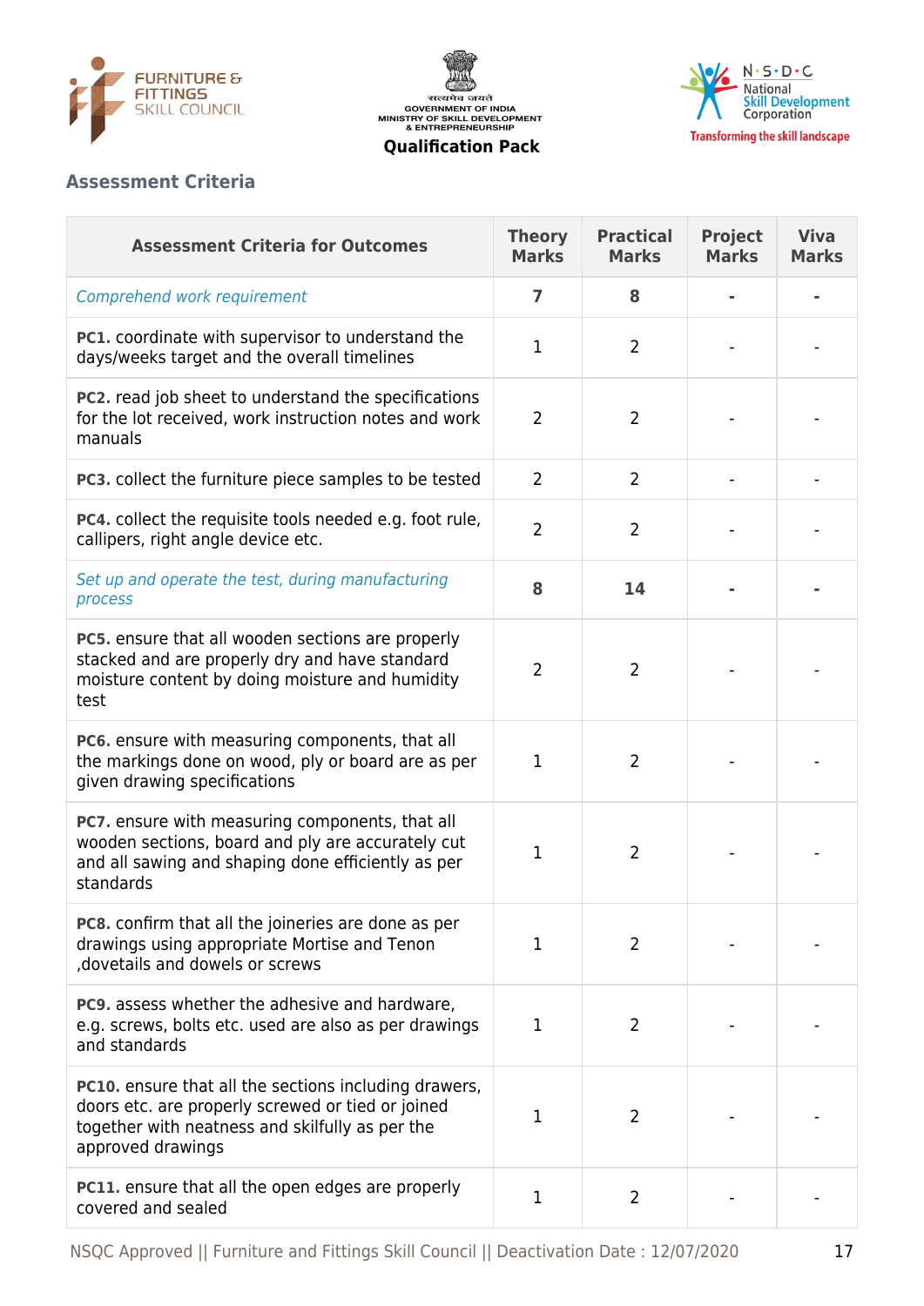## Assessment Criteria

| Assessment Criteria for Outcomes | Theory Marks | Practical Marks | Project Marks | Viva Marks |
|---|---|---|---|---|
| *Comprehend work requirement* | **7** | **8** | **-** | **-** |
| **PC1.** coordinate with supervisor to understand the days/weeks target and the overall timelines | 1 | 2 | - | - |
| **PC2.** read job sheet to understand the specifications for the lot received, work instruction notes and work manuals | 2 | 2 | - | - |
| **PC3.** collect the furniture piece samples to be tested | 2 | 2 | - | - |
| **PC4.** collect the requisite tools needed e.g. foot rule, callipers, right angle device etc. | 2 | 2 | - | - |
| *Set up and operate the test, during manufacturing process* | **8** | **14** | **-** | **-** |
| **PC5.** ensure that all wooden sections are properly stacked and are properly dry and have standard moisture content by doing moisture and humidity test | 2 | 2 | - | - |
| **PC6.** ensure with measuring components, that all the markings done on wood, ply or board are as per given drawing specifications | 1 | 2 | - | - |
| **PC7.** ensure with measuring components, that all wooden sections, board and ply are accurately cut and all sawing and shaping done efficiently as per standards | 1 | 2 | - | - |
| **PC8.** confirm that all the joineries are done as per drawings using appropriate Mortise and Tenon ,dovetails and dowels or screws | 1 | 2 | - | - |
| **PC9.** assess whether the adhesive and hardware, e.g. screws, bolts etc. used are also as per drawings and standards | 1 | 2 | - | - |
| **PC10.** ensure that all the sections including drawers, doors etc. are properly screwed or tied or joined together with neatness and skilfully as per the approved drawings | 1 | 2 | - | - |
| **PC11.** ensure that all the open edges are properly covered and sealed | 1 | 2 | - | - |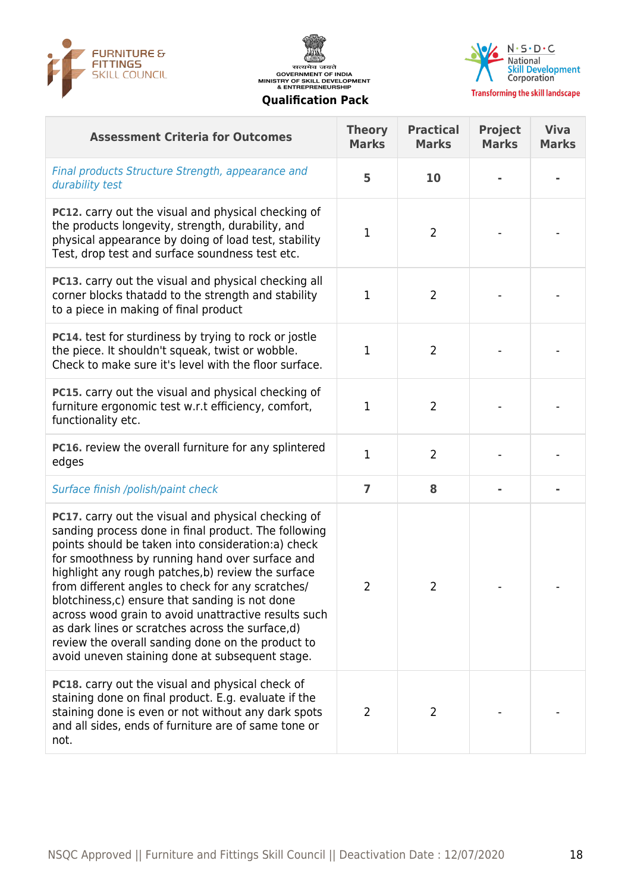| Assessment Criteria for Outcomes | Theory Marks | Practical Marks | Project Marks | Viva Marks |
|---|---|---|---|---|
| *Final products Structure Strength, appearance and durability test* | **5** | **10** | **-** | **-** |
| **PC12.** carry out the visual and physical checking of the products longevity, strength, durability, and physical appearance by doing of load test, stability Test, drop test and surface soundness test etc. | 1 | 2 | - | - |
| **PC13.** carry out the visual and physical checking all corner blocks thatadd to the strength and stability to a piece in making of final product | 1 | 2 | - | - |
| **PC14.** test for sturdiness by trying to rock or jostle the piece. It shouldn't squeak, twist or wobble. Check to make sure it's level with the floor surface. | 1 | 2 | - | - |
| **PC15.** carry out the visual and physical checking of furniture ergonomic test w.r.t efficiency, comfort, functionality etc. | 1 | 2 | - | - |
| **PC16.** review the overall furniture for any splintered edges | 1 | 2 | - | - |
| *Surface finish /polish/paint check* | **7** | **8** | **-** | **-** |
| **PC17.** carry out the visual and physical checking of sanding process done in final product. The following points should be taken into consideration:a) check for smoothness by running hand over surface and highlight any rough patches,b) review the surface from different angles to check for any scratches/ blotchiness,c) ensure that sanding is not done across wood grain to avoid unattractive results such as dark lines or scratches across the surface,d) review the overall sanding done on the product to avoid uneven staining done at subsequent stage. | 2 | 2 | - | - |
| **PC18.** carry out the visual and physical check of staining done on final product. E.g. evaluate if the staining done is even or not without any dark spots and all sides, ends of furniture are of same tone or not. | 2 | 2 | - | - |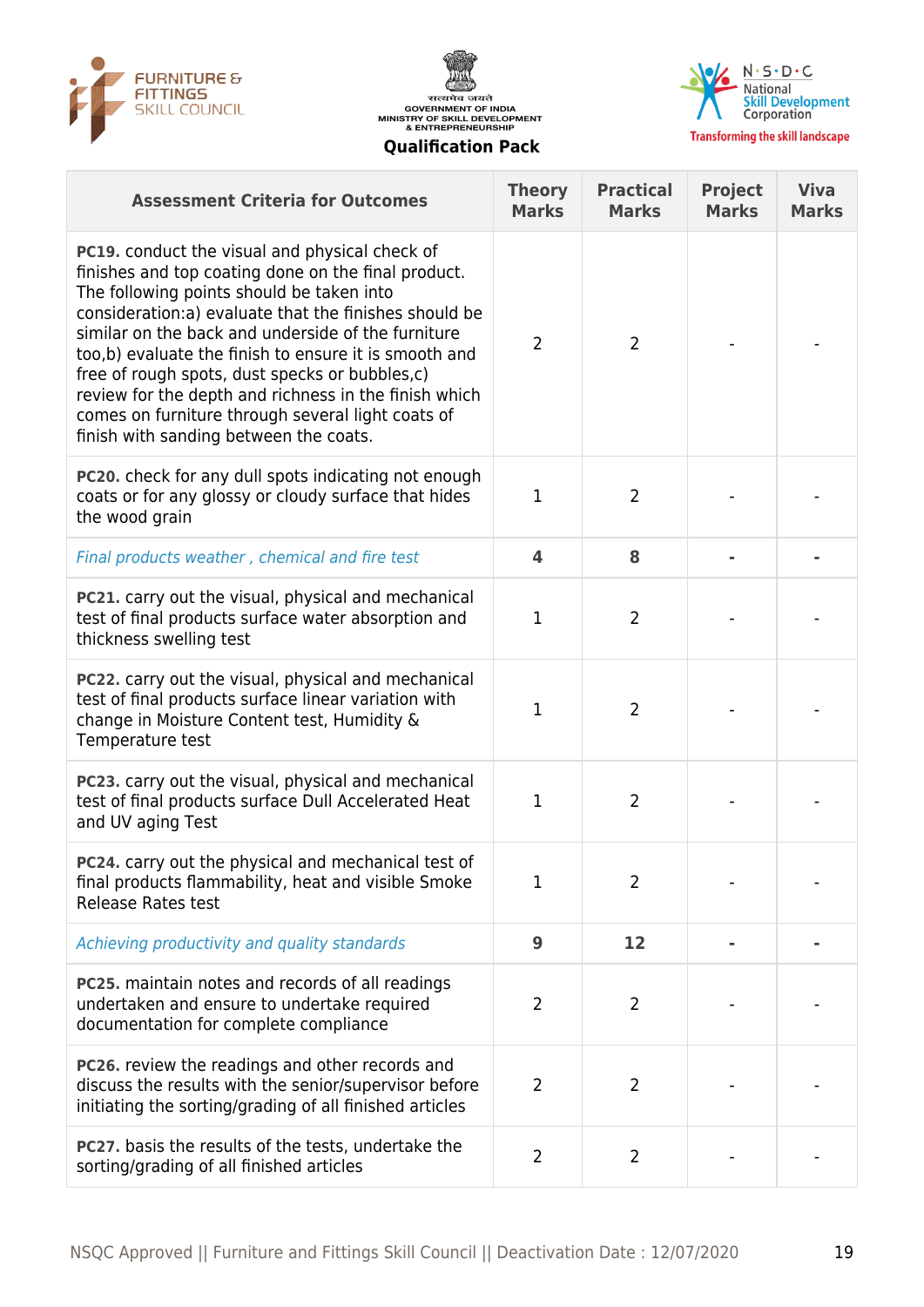| Assessment Criteria for Outcomes | Theory Marks | Practical Marks | Project Marks | Viva Marks |
|---|---|---|---|---|
| **PC19.** conduct the visual and physical check of finishes and top coating done on the final product. The following points should be taken into consideration:a) evaluate that the finishes should be similar on the back and underside of the furniture too,b) evaluate the finish to ensure it is smooth and free of rough spots, dust specks or bubbles,c) review for the depth and richness in the finish which comes on furniture through several light coats of finish with sanding between the coats. | 2 | 2 | - | - |
| **PC20.** check for any dull spots indicating not enough coats or for any glossy or cloudy surface that hides the wood grain | 1 | 2 | - | - |
| *Final products weather , chemical and fire test* | **4** | **8** | **-** | **-** |
| **PC21.** carry out the visual, physical and mechanical test of final products surface water absorption and thickness swelling test | 1 | 2 | - | - |
| **PC22.** carry out the visual, physical and mechanical test of final products surface linear variation with change in Moisture Content test, Humidity & Temperature test | 1 | 2 | - | - |
| **PC23.** carry out the visual, physical and mechanical test of final products surface Dull Accelerated Heat and UV aging Test | 1 | 2 | - | - |
| **PC24.** carry out the physical and mechanical test of final products flammability, heat and visible Smoke Release Rates test | 1 | 2 | - | - |
| *Achieving productivity and quality standards* | **9** | **12** | **-** | **-** |
| **PC25.** maintain notes and records of all readings undertaken and ensure to undertake required documentation for complete compliance | 2 | 2 | - | - |
| **PC26.** review the readings and other records and discuss the results with the senior/supervisor before initiating the sorting/grading of all finished articles | 2 | 2 | - | - |
| **PC27.** basis the results of the tests, undertake the sorting/grading of all finished articles | 2 | 2 | - | - |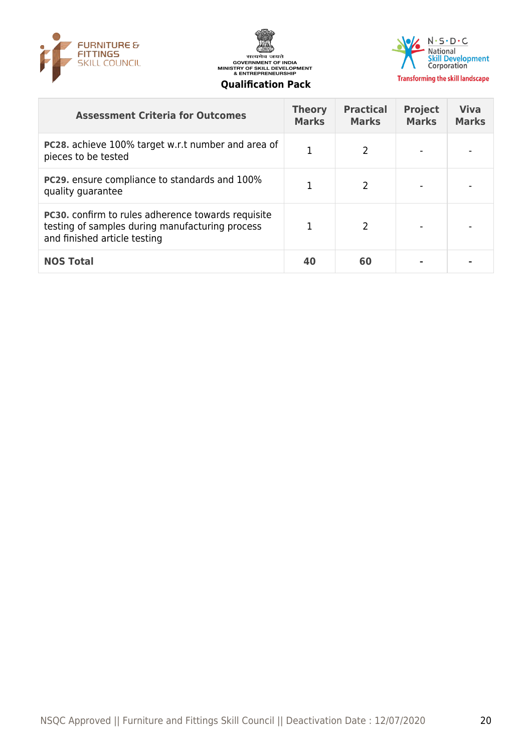| Assessment Criteria for Outcomes | Theory Marks | Practical Marks | Project Marks | Viva Marks |
|---|---|---|---|---|
| **PC28.** achieve 100% target w.r.t number and area of pieces to be tested | 1 | 2 | - | - |
| **PC29.** ensure compliance to standards and 100% quality guarantee | 1 | 2 | - | - |
| **PC30.** confirm to rules adherence towards requisite testing of samples during manufacturing process and finished article testing | 1 | 2 | - | - |
| **NOS Total** | **40** | **60** | **-** | **-** |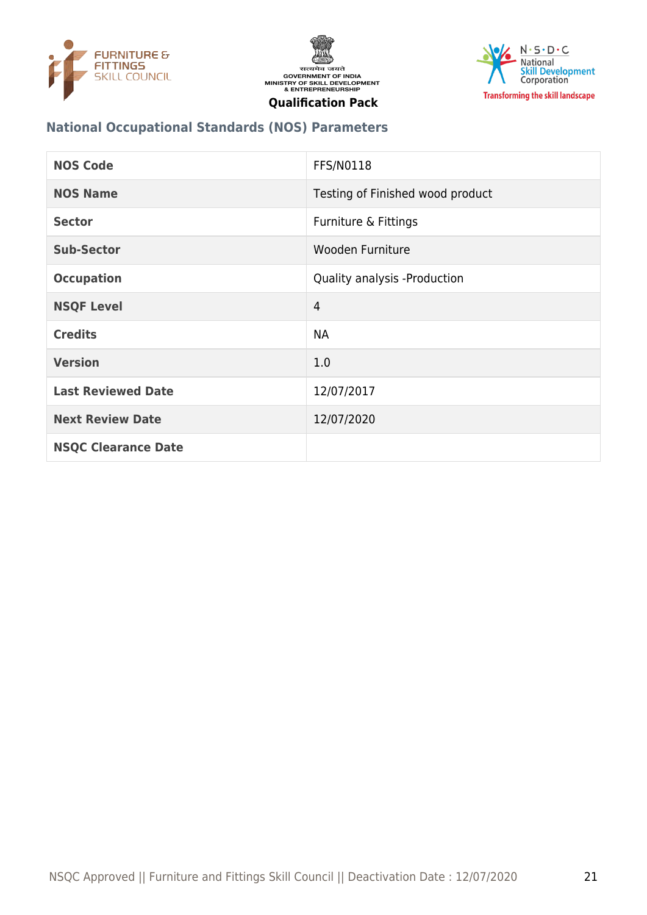## National Occupational Standards (NOS) Parameters

| NOS Code | FFS/N0118 |
|---|---|
| NOS Name | Testing of Finished wood product |
| Sector | Furniture & Fittings |
| Sub-Sector | Wooden Furniture |
| Occupation | Quality analysis -Production |
| NSQF Level | 4 |
| Credits | NA |
| Version | 1.0 |
| Last Reviewed Date | 12/07/2017 |
| Next Review Date | 12/07/2020 |
| NSQC Clearance Date | |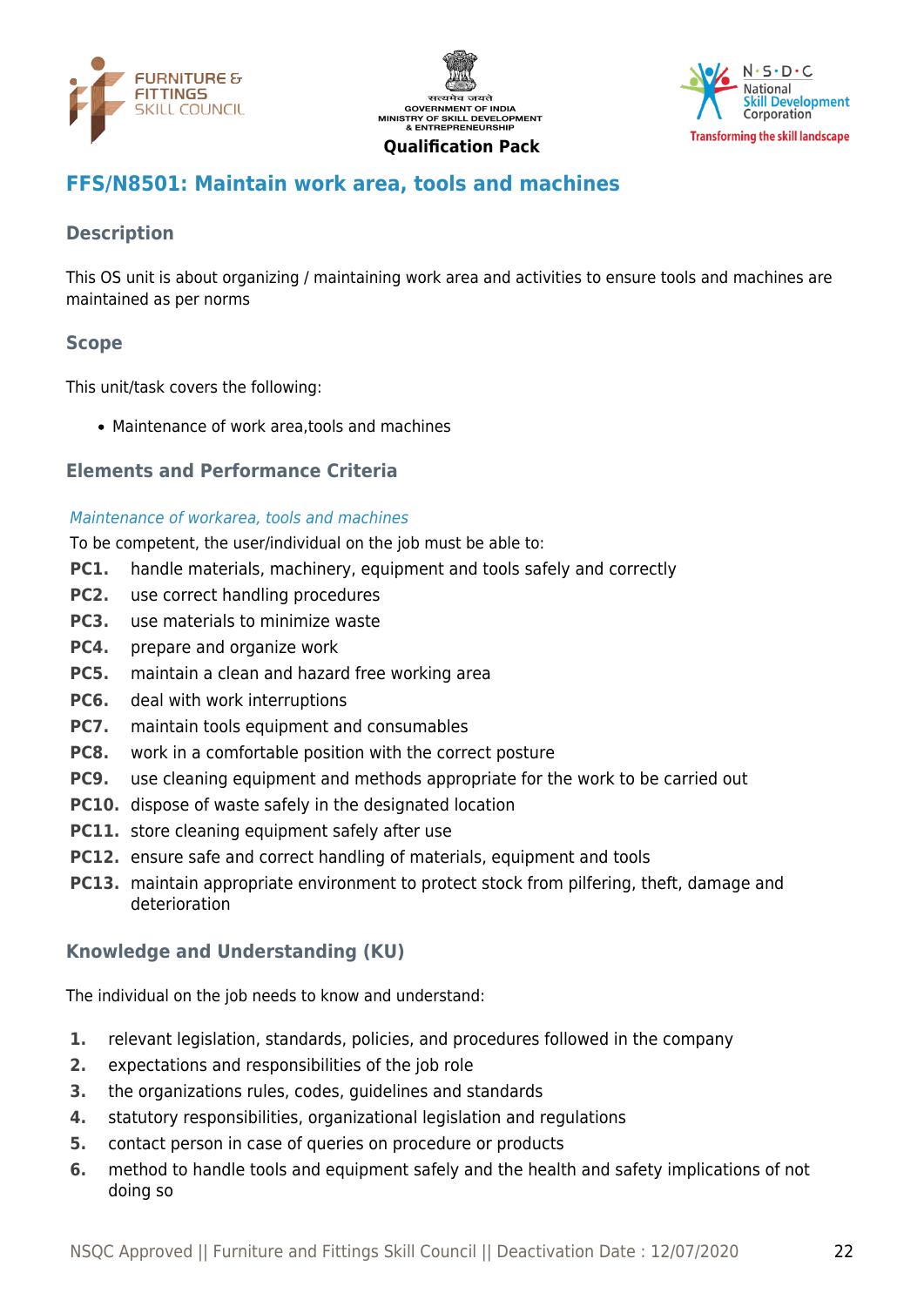## FFS/N8501: Maintain work area, tools and machines

### Description

This OS unit is about organizing / maintaining work area and activities to ensure tools and machines are maintained as per norms

### Scope

This unit/task covers the following:

- Maintenance of work area,tools and machines

### Elements and Performance Criteria

*Maintenance of workarea, tools and machines*

To be competent, the user/individual on the job must be able to:

**PC1.** handle materials, machinery, equipment and tools safely and correctly
**PC2.** use correct handling procedures
**PC3.** use materials to minimize waste
**PC4.** prepare and organize work
**PC5.** maintain a clean and hazard free working area
**PC6.** deal with work interruptions
**PC7.** maintain tools equipment and consumables
**PC8.** work in a comfortable position with the correct posture
**PC9.** use cleaning equipment and methods appropriate for the work to be carried out
**PC10.** dispose of waste safely in the designated location
**PC11.** store cleaning equipment safely after use
**PC12.** ensure safe and correct handling of materials, equipment and tools
**PC13.** maintain appropriate environment to protect stock from pilfering, theft, damage and deterioration

### Knowledge and Understanding (KU)

The individual on the job needs to know and understand:

1. relevant legislation, standards, policies, and procedures followed in the company
2. expectations and responsibilities of the job role
3. the organizations rules, codes, guidelines and standards
4. statutory responsibilities, organizational legislation and regulations
5. contact person in case of queries on procedure or products
6. method to handle tools and equipment safely and the health and safety implications of not doing so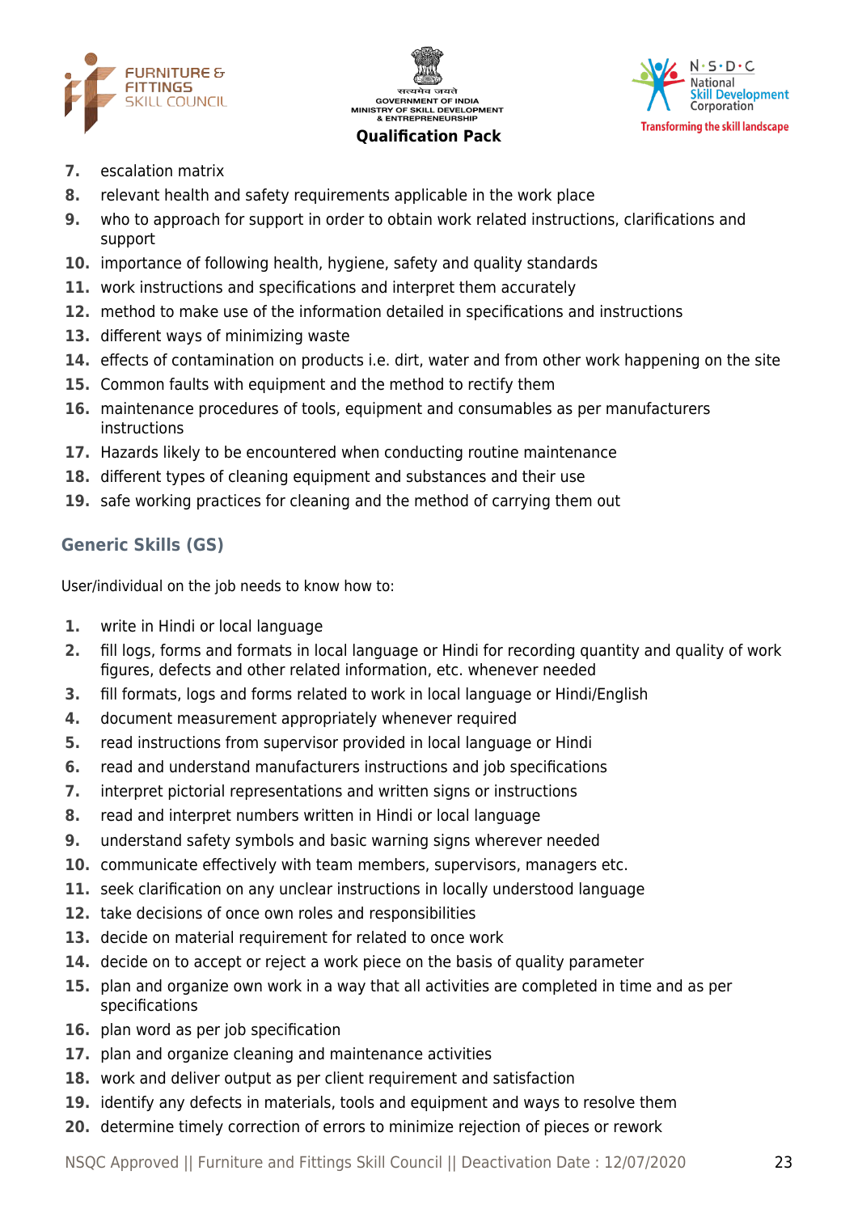7. escalation matrix
8. relevant health and safety requirements applicable in the work place
9. who to approach for support in order to obtain work related instructions, clarifications and support
10. importance of following health, hygiene, safety and quality standards
11. work instructions and specifications and interpret them accurately
12. method to make use of the information detailed in specifications and instructions
13. different ways of minimizing waste
14. effects of contamination on products i.e. dirt, water and from other work happening on the site
15. Common faults with equipment and the method to rectify them
16. maintenance procedures of tools, equipment and consumables as per manufacturers instructions
17. Hazards likely to be encountered when conducting routine maintenance
18. different types of cleaning equipment and substances and their use
19. safe working practices for cleaning and the method of carrying them out

### Generic Skills (GS)

User/individual on the job needs to know how to:

1. write in Hindi or local language
2. fill logs, forms and formats in local language or Hindi for recording quantity and quality of work figures, defects and other related information, etc. whenever needed
3. fill formats, logs and forms related to work in local language or Hindi/English
4. document measurement appropriately whenever required
5. read instructions from supervisor provided in local language or Hindi
6. read and understand manufacturers instructions and job specifications
7. interpret pictorial representations and written signs or instructions
8. read and interpret numbers written in Hindi or local language
9. understand safety symbols and basic warning signs wherever needed
10. communicate effectively with team members, supervisors, managers etc.
11. seek clarification on any unclear instructions in locally understood language
12. take decisions of once own roles and responsibilities
13. decide on material requirement for related to once work
14. decide on to accept or reject a work piece on the basis of quality parameter
15. plan and organize own work in a way that all activities are completed in time and as per specifications
16. plan word as per job specification
17. plan and organize cleaning and maintenance activities
18. work and deliver output as per client requirement and satisfaction
19. identify any defects in materials, tools and equipment and ways to resolve them
20. determine timely correction of errors to minimize rejection of pieces or rework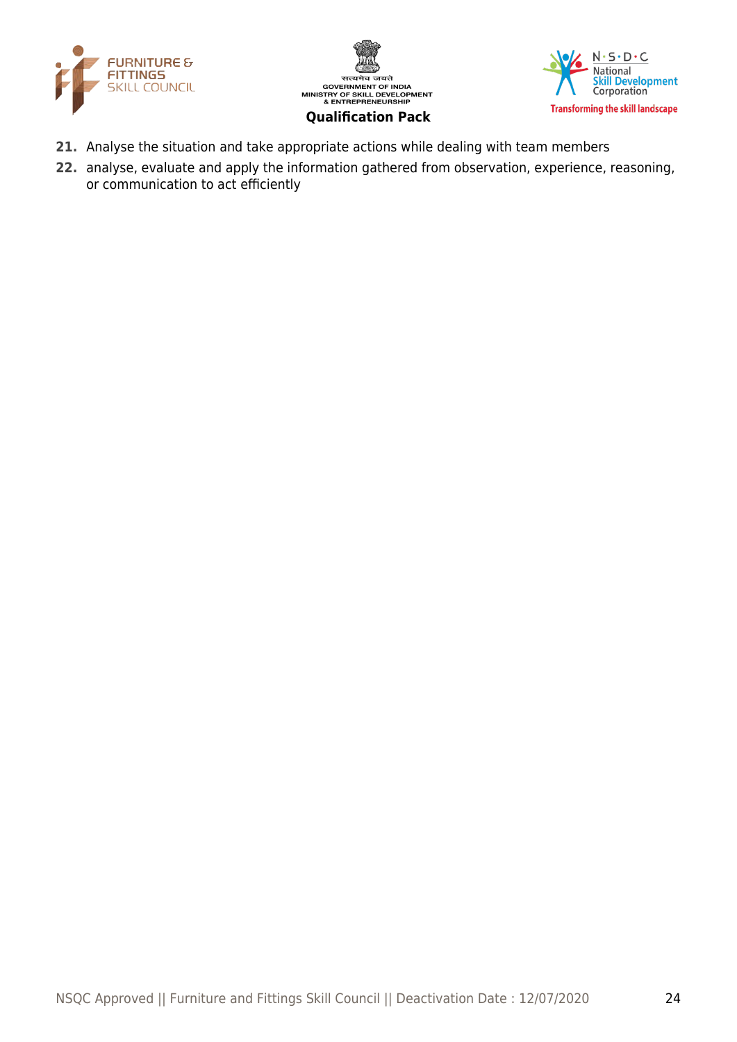21. Analyse the situation and take appropriate actions while dealing with team members
22. analyse, evaluate and apply the information gathered from observation, experience, reasoning, or communication to act efficiently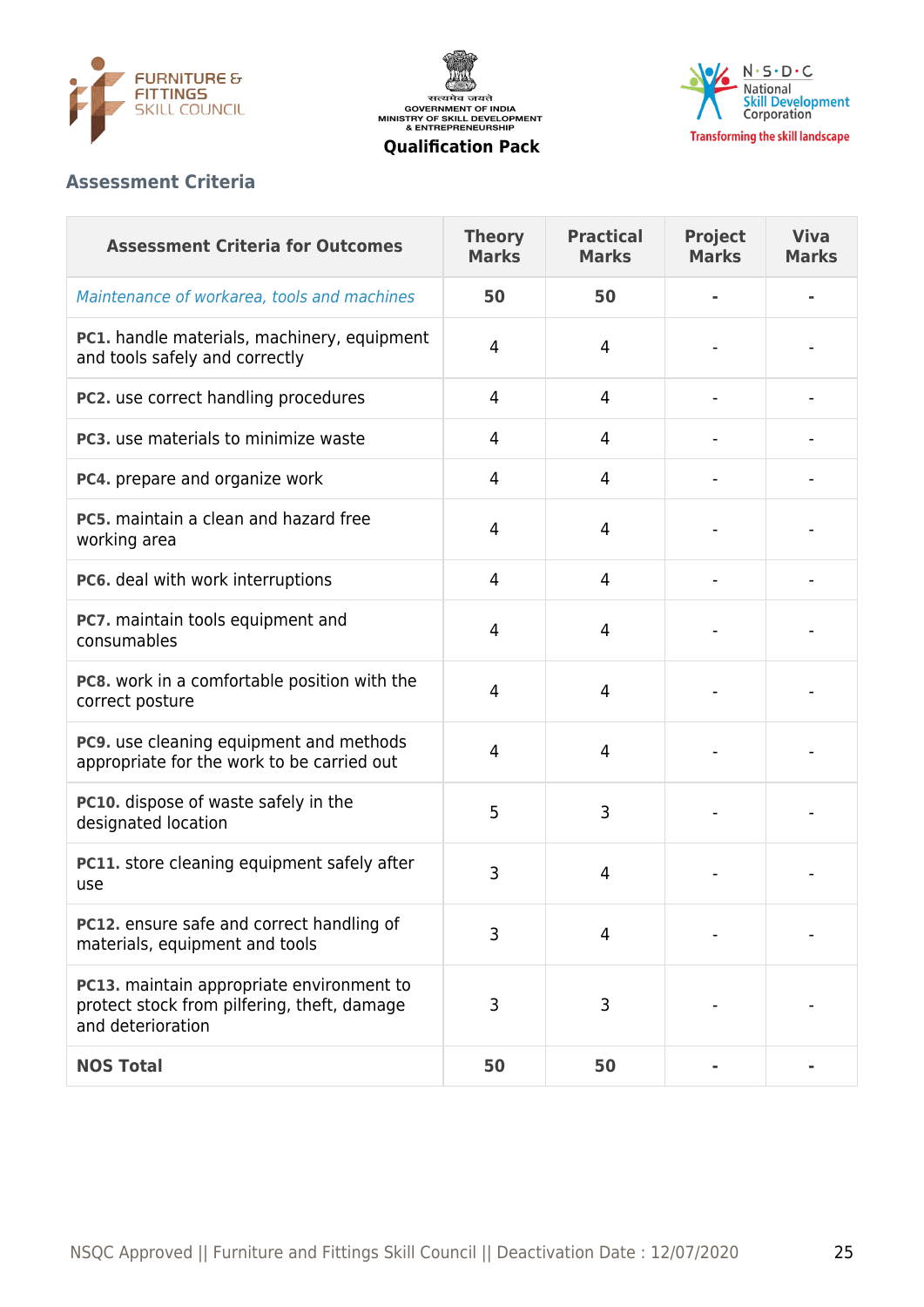## Assessment Criteria

| Assessment Criteria for Outcomes | Theory Marks | Practical Marks | Project Marks | Viva Marks |
|---|---|---|---|---|
| *Maintenance of workarea, tools and machines* | **50** | **50** | **-** | **-** |
| **PC1.** handle materials, machinery, equipment and tools safely and correctly | 4 | 4 | - | - |
| **PC2.** use correct handling procedures | 4 | 4 | - | - |
| **PC3.** use materials to minimize waste | 4 | 4 | - | - |
| **PC4.** prepare and organize work | 4 | 4 | - | - |
| **PC5.** maintain a clean and hazard free working area | 4 | 4 | - | - |
| **PC6.** deal with work interruptions | 4 | 4 | - | - |
| **PC7.** maintain tools equipment and consumables | 4 | 4 | - | - |
| **PC8.** work in a comfortable position with the correct posture | 4 | 4 | - | - |
| **PC9.** use cleaning equipment and methods appropriate for the work to be carried out | 4 | 4 | - | - |
| **PC10.** dispose of waste safely in the designated location | 5 | 3 | - | - |
| **PC11.** store cleaning equipment safely after use | 3 | 4 | - | - |
| **PC12.** ensure safe and correct handling of materials, equipment and tools | 3 | 4 | - | - |
| **PC13.** maintain appropriate environment to protect stock from pilfering, theft, damage and deterioration | 3 | 3 | - | - |
| **NOS Total** | **50** | **50** | **-** | **-** |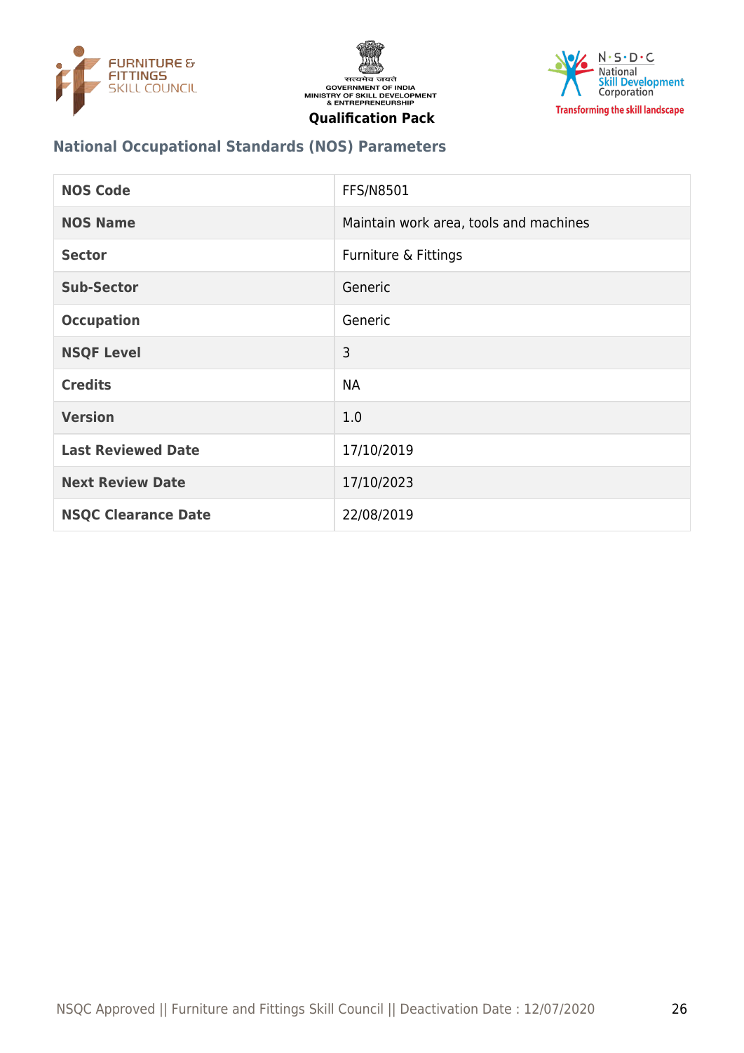## National Occupational Standards (NOS) Parameters

| NOS Code | FFS/N8501 |
|---|---|
| NOS Name | Maintain work area, tools and machines |
| Sector | Furniture & Fittings |
| Sub-Sector | Generic |
| Occupation | Generic |
| NSQF Level | 3 |
| Credits | NA |
| Version | 1.0 |
| Last Reviewed Date | 17/10/2019 |
| Next Review Date | 17/10/2023 |
| NSQC Clearance Date | 22/08/2019 |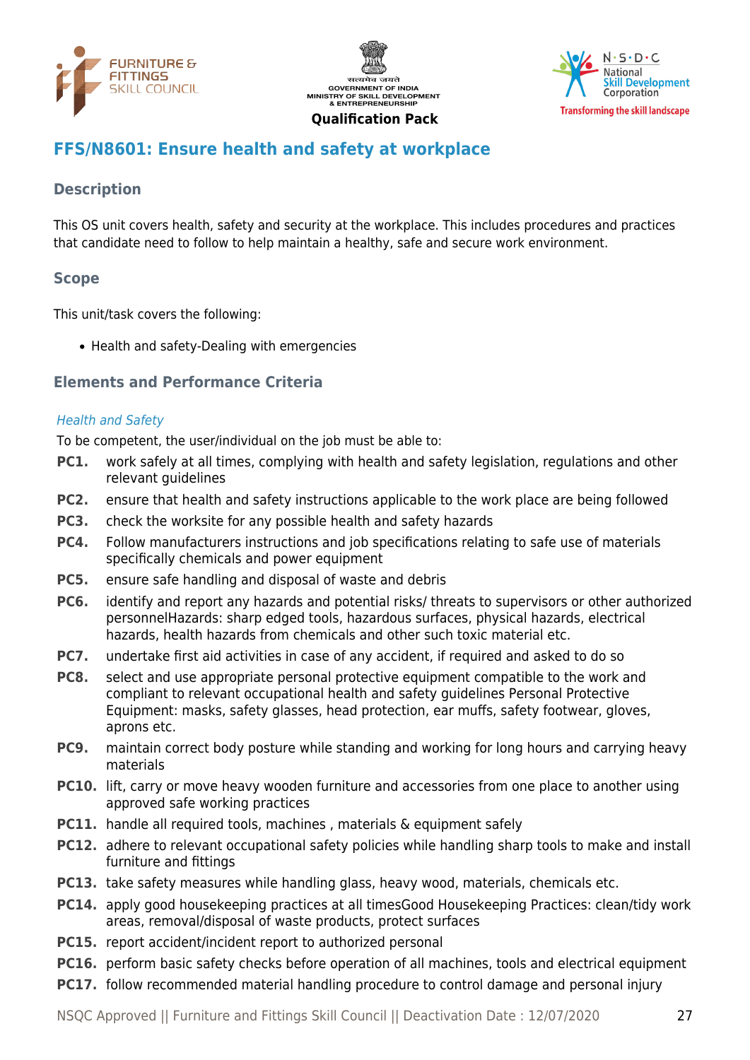## FFS/N8601: Ensure health and safety at workplace

### Description

This OS unit covers health, safety and security at the workplace. This includes procedures and practices that candidate need to follow to help maintain a healthy, safe and secure work environment.

### Scope

This unit/task covers the following:

- Health and safety-Dealing with emergencies

### Elements and Performance Criteria

*Health and Safety*

To be competent, the user/individual on the job must be able to:

**PC1.** work safely at all times, complying with health and safety legislation, regulations and other relevant guidelines

**PC2.** ensure that health and safety instructions applicable to the work place are being followed

**PC3.** check the worksite for any possible health and safety hazards

**PC4.** Follow manufacturers instructions and job specifications relating to safe use of materials specifically chemicals and power equipment

**PC5.** ensure safe handling and disposal of waste and debris

**PC6.** identify and report any hazards and potential risks/ threats to supervisors or other authorized personnelHazards: sharp edged tools, hazardous surfaces, physical hazards, electrical hazards, health hazards from chemicals and other such toxic material etc.

**PC7.** undertake first aid activities in case of any accident, if required and asked to do so

**PC8.** select and use appropriate personal protective equipment compatible to the work and compliant to relevant occupational health and safety guidelines Personal Protective Equipment: masks, safety glasses, head protection, ear muffs, safety footwear, gloves, aprons etc.

**PC9.** maintain correct body posture while standing and working for long hours and carrying heavy materials

**PC10.** lift, carry or move heavy wooden furniture and accessories from one place to another using approved safe working practices

**PC11.** handle all required tools, machines , materials & equipment safely

**PC12.** adhere to relevant occupational safety policies while handling sharp tools to make and install furniture and fittings

**PC13.** take safety measures while handling glass, heavy wood, materials, chemicals etc.

**PC14.** apply good housekeeping practices at all timesGood Housekeeping Practices: clean/tidy work areas, removal/disposal of waste products, protect surfaces

**PC15.** report accident/incident report to authorized personal

**PC16.** perform basic safety checks before operation of all machines, tools and electrical equipment

**PC17.** follow recommended material handling procedure to control damage and personal injury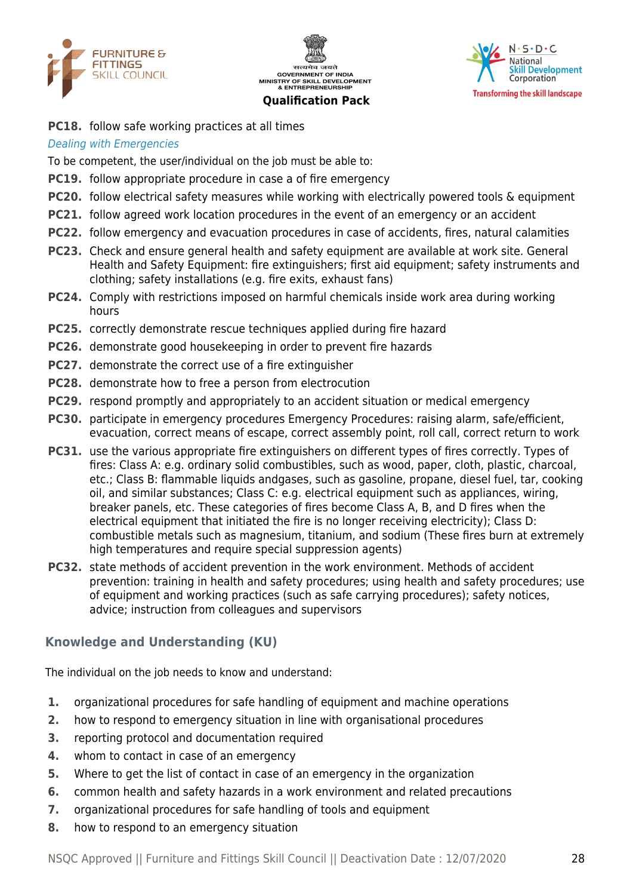**PC18.** follow safe working practices at all times

*Dealing with Emergencies*

To be competent, the user/individual on the job must be able to:

**PC19.** follow appropriate procedure in case a of fire emergency

**PC20.** follow electrical safety measures while working with electrically powered tools & equipment

**PC21.** follow agreed work location procedures in the event of an emergency or an accident

**PC22.** follow emergency and evacuation procedures in case of accidents, fires, natural calamities

**PC23.** Check and ensure general health and safety equipment are available at work site. General Health and Safety Equipment: fire extinguishers; first aid equipment; safety instruments and clothing; safety installations (e.g. fire exits, exhaust fans)

**PC24.** Comply with restrictions imposed on harmful chemicals inside work area during working hours

**PC25.** correctly demonstrate rescue techniques applied during fire hazard

**PC26.** demonstrate good housekeeping in order to prevent fire hazards

**PC27.** demonstrate the correct use of a fire extinguisher

**PC28.** demonstrate how to free a person from electrocution

**PC29.** respond promptly and appropriately to an accident situation or medical emergency

**PC30.** participate in emergency procedures Emergency Procedures: raising alarm, safe/efficient, evacuation, correct means of escape, correct assembly point, roll call, correct return to work

**PC31.** use the various appropriate fire extinguishers on different types of fires correctly. Types of fires: Class A: e.g. ordinary solid combustibles, such as wood, paper, cloth, plastic, charcoal, etc.; Class B: flammable liquids andgases, such as gasoline, propane, diesel fuel, tar, cooking oil, and similar substances; Class C: e.g. electrical equipment such as appliances, wiring, breaker panels, etc. These categories of fires become Class A, B, and D fires when the electrical equipment that initiated the fire is no longer receiving electricity); Class D: combustible metals such as magnesium, titanium, and sodium (These fires burn at extremely high temperatures and require special suppression agents)

**PC32.** state methods of accident prevention in the work environment. Methods of accident prevention: training in health and safety procedures; using health and safety procedures; use of equipment and working practices (such as safe carrying procedures); safety notices, advice; instruction from colleagues and supervisors

## Knowledge and Understanding (KU)

The individual on the job needs to know and understand:

1. organizational procedures for safe handling of equipment and machine operations
2. how to respond to emergency situation in line with organisational procedures
3. reporting protocol and documentation required
4. whom to contact in case of an emergency
5. Where to get the list of contact in case of an emergency in the organization
6. common health and safety hazards in a work environment and related precautions
7. organizational procedures for safe handling of tools and equipment
8. how to respond to an emergency situation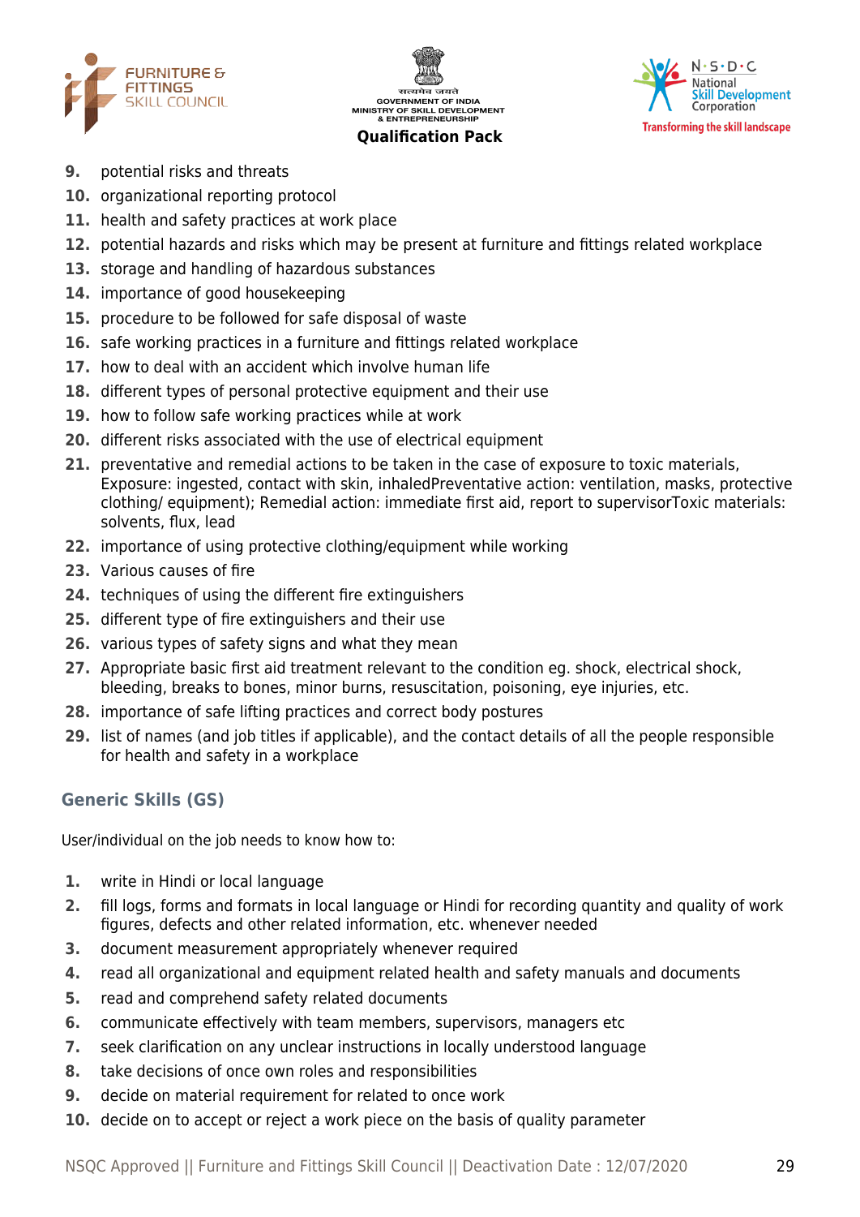9. potential risks and threats
10. organizational reporting protocol
11. health and safety practices at work place
12. potential hazards and risks which may be present at furniture and fittings related workplace
13. storage and handling of hazardous substances
14. importance of good housekeeping
15. procedure to be followed for safe disposal of waste
16. safe working practices in a furniture and fittings related workplace
17. how to deal with an accident which involve human life
18. different types of personal protective equipment and their use
19. how to follow safe working practices while at work
20. different risks associated with the use of electrical equipment
21. preventative and remedial actions to be taken in the case of exposure to toxic materials, Exposure: ingested, contact with skin, inhaledPreventative action: ventilation, masks, protective clothing/ equipment); Remedial action: immediate first aid, report to supervisorToxic materials: solvents, flux, lead
22. importance of using protective clothing/equipment while working
23. Various causes of fire
24. techniques of using the different fire extinguishers
25. different type of fire extinguishers and their use
26. various types of safety signs and what they mean
27. Appropriate basic first aid treatment relevant to the condition eg. shock, electrical shock, bleeding, breaks to bones, minor burns, resuscitation, poisoning, eye injuries, etc.
28. importance of safe lifting practices and correct body postures
29. list of names (and job titles if applicable), and the contact details of all the people responsible for health and safety in a workplace

### Generic Skills (GS)

User/individual on the job needs to know how to:

1. write in Hindi or local language
2. fill logs, forms and formats in local language or Hindi for recording quantity and quality of work figures, defects and other related information, etc. whenever needed
3. document measurement appropriately whenever required
4. read all organizational and equipment related health and safety manuals and documents
5. read and comprehend safety related documents
6. communicate effectively with team members, supervisors, managers etc
7. seek clarification on any unclear instructions in locally understood language
8. take decisions of once own roles and responsibilities
9. decide on material requirement for related to once work
10. decide on to accept or reject a work piece on the basis of quality parameter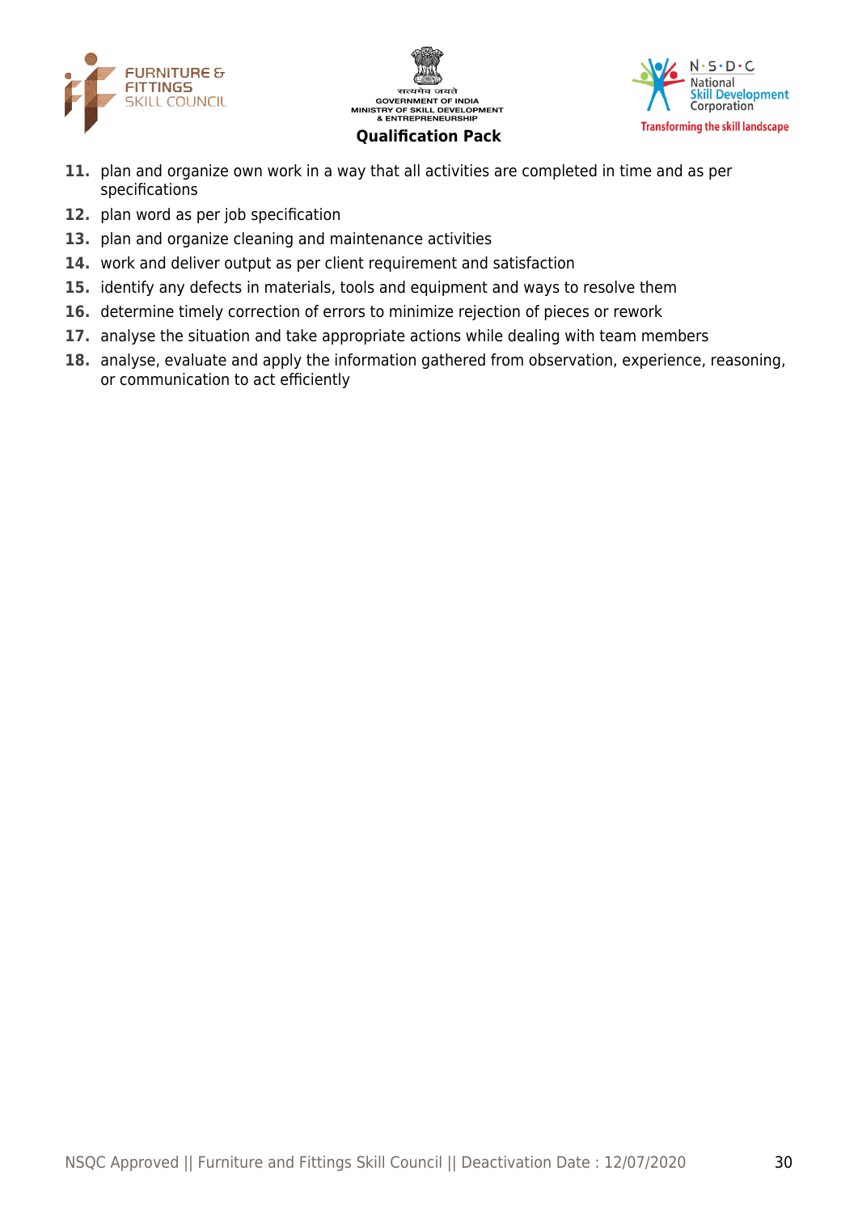11. plan and organize own work in a way that all activities are completed in time and as per specifications
12. plan word as per job specification
13. plan and organize cleaning and maintenance activities
14. work and deliver output as per client requirement and satisfaction
15. identify any defects in materials, tools and equipment and ways to resolve them
16. determine timely correction of errors to minimize rejection of pieces or rework
17. analyse the situation and take appropriate actions while dealing with team members
18. analyse, evaluate and apply the information gathered from observation, experience, reasoning, or communication to act efficiently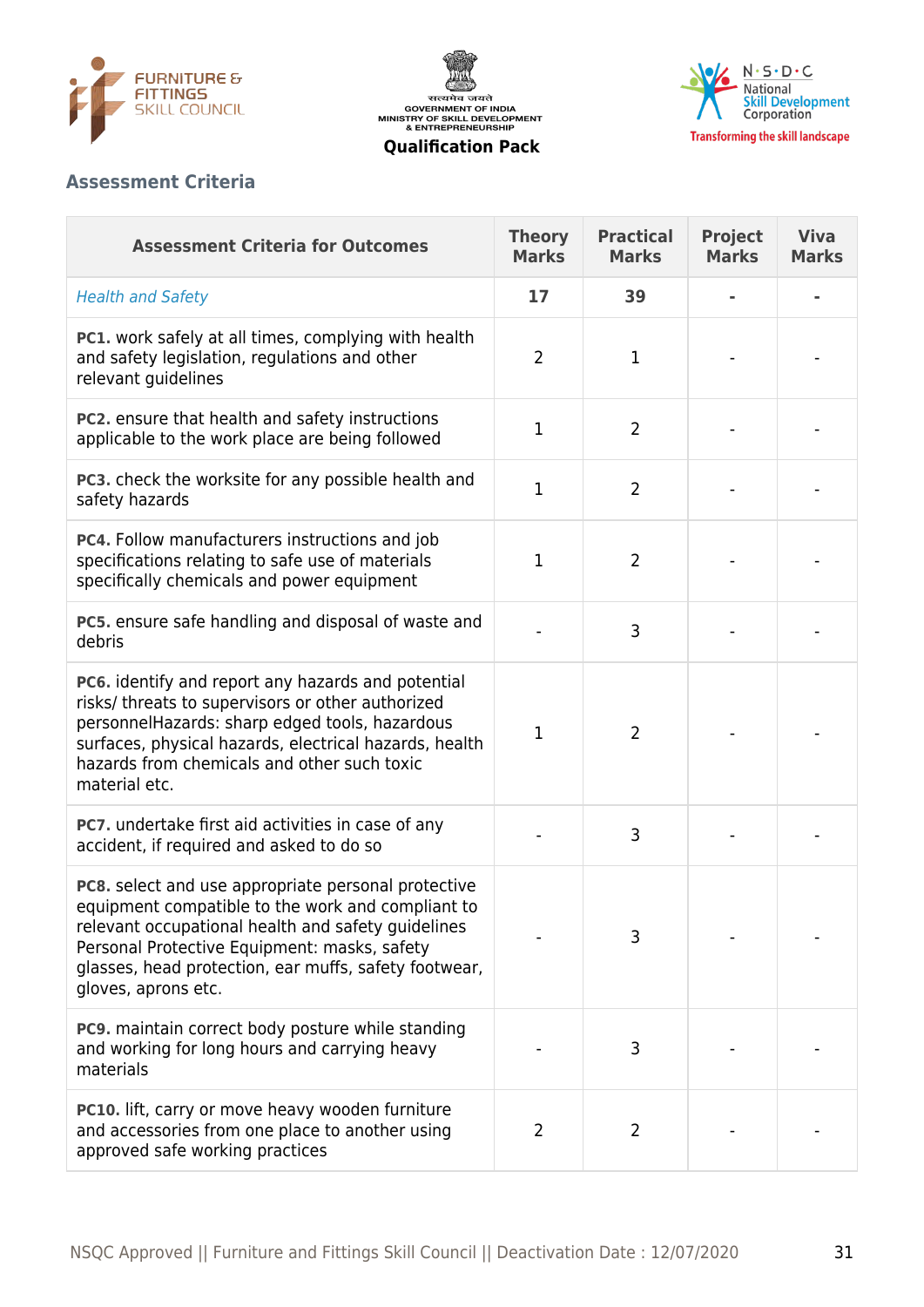## Assessment Criteria

| Assessment Criteria for Outcomes | Theory Marks | Practical Marks | Project Marks | Viva Marks |
|---|---|---|---|---|
| *Health and Safety* | **17** | **39** | **-** | **-** |
| **PC1.** work safely at all times, complying with health and safety legislation, regulations and other relevant guidelines | 2 | 1 | - | - |
| **PC2.** ensure that health and safety instructions applicable to the work place are being followed | 1 | 2 | - | - |
| **PC3.** check the worksite for any possible health and safety hazards | 1 | 2 | - | - |
| **PC4.** Follow manufacturers instructions and job specifications relating to safe use of materials specifically chemicals and power equipment | 1 | 2 | - | - |
| **PC5.** ensure safe handling and disposal of waste and debris | - | 3 | - | - |
| **PC6.** identify and report any hazards and potential risks/ threats to supervisors or other authorized personnelHazards: sharp edged tools, hazardous surfaces, physical hazards, electrical hazards, health hazards from chemicals and other such toxic material etc. | 1 | 2 | - | - |
| **PC7.** undertake first aid activities in case of any accident, if required and asked to do so | - | 3 | - | - |
| **PC8.** select and use appropriate personal protective equipment compatible to the work and compliant to relevant occupational health and safety guidelines Personal Protective Equipment: masks, safety glasses, head protection, ear muffs, safety footwear, gloves, aprons etc. | - | 3 | - | - |
| **PC9.** maintain correct body posture while standing and working for long hours and carrying heavy materials | - | 3 | - | - |
| **PC10.** lift, carry or move heavy wooden furniture and accessories from one place to another using approved safe working practices | 2 | 2 | - | - |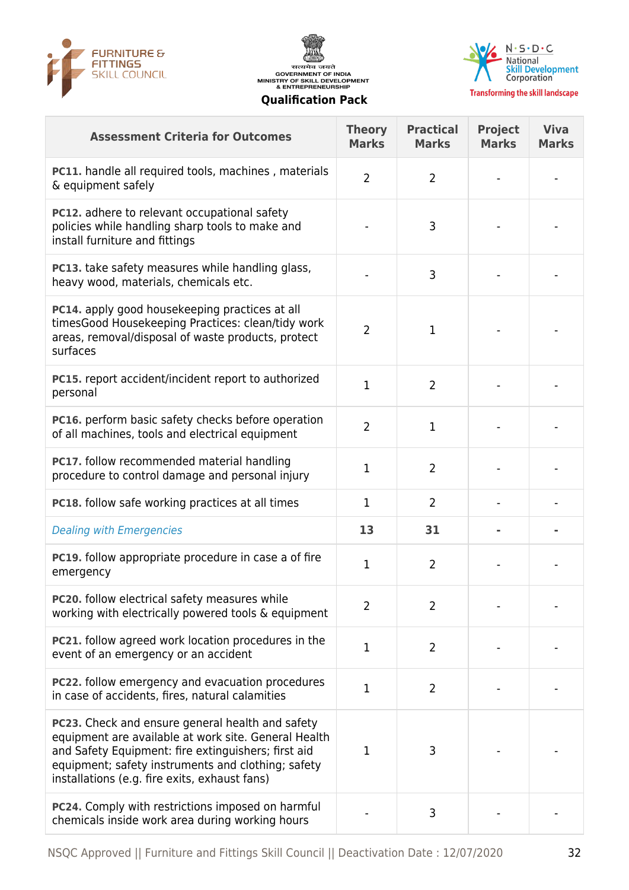| Assessment Criteria for Outcomes | Theory Marks | Practical Marks | Project Marks | Viva Marks |
|---|---|---|---|---|
| **PC11.** handle all required tools, machines , materials & equipment safely | 2 | 2 | - | - |
| **PC12.** adhere to relevant occupational safety policies while handling sharp tools to make and install furniture and fittings | - | 3 | - | - |
| **PC13.** take safety measures while handling glass, heavy wood, materials, chemicals etc. | - | 3 | - | - |
| **PC14.** apply good housekeeping practices at all timesGood Housekeeping Practices: clean/tidy work areas, removal/disposal of waste products, protect surfaces | 2 | 1 | - | - |
| **PC15.** report accident/incident report to authorized personal | 1 | 2 | - | - |
| **PC16.** perform basic safety checks before operation of all machines, tools and electrical equipment | 2 | 1 | - | - |
| **PC17.** follow recommended material handling procedure to control damage and personal injury | 1 | 2 | - | - |
| **PC18.** follow safe working practices at all times | 1 | 2 | - | - |
| *Dealing with Emergencies* | **13** | **31** | **-** | **-** |
| **PC19.** follow appropriate procedure in case a of fire emergency | 1 | 2 | - | - |
| **PC20.** follow electrical safety measures while working with electrically powered tools & equipment | 2 | 2 | - | - |
| **PC21.** follow agreed work location procedures in the event of an emergency or an accident | 1 | 2 | - | - |
| **PC22.** follow emergency and evacuation procedures in case of accidents, fires, natural calamities | 1 | 2 | - | - |
| **PC23.** Check and ensure general health and safety equipment are available at work site. General Health and Safety Equipment: fire extinguishers; first aid equipment; safety instruments and clothing; safety installations (e.g. fire exits, exhaust fans) | 1 | 3 | - | - |
| **PC24.** Comply with restrictions imposed on harmful chemicals inside work area during working hours | - | 3 | - | - |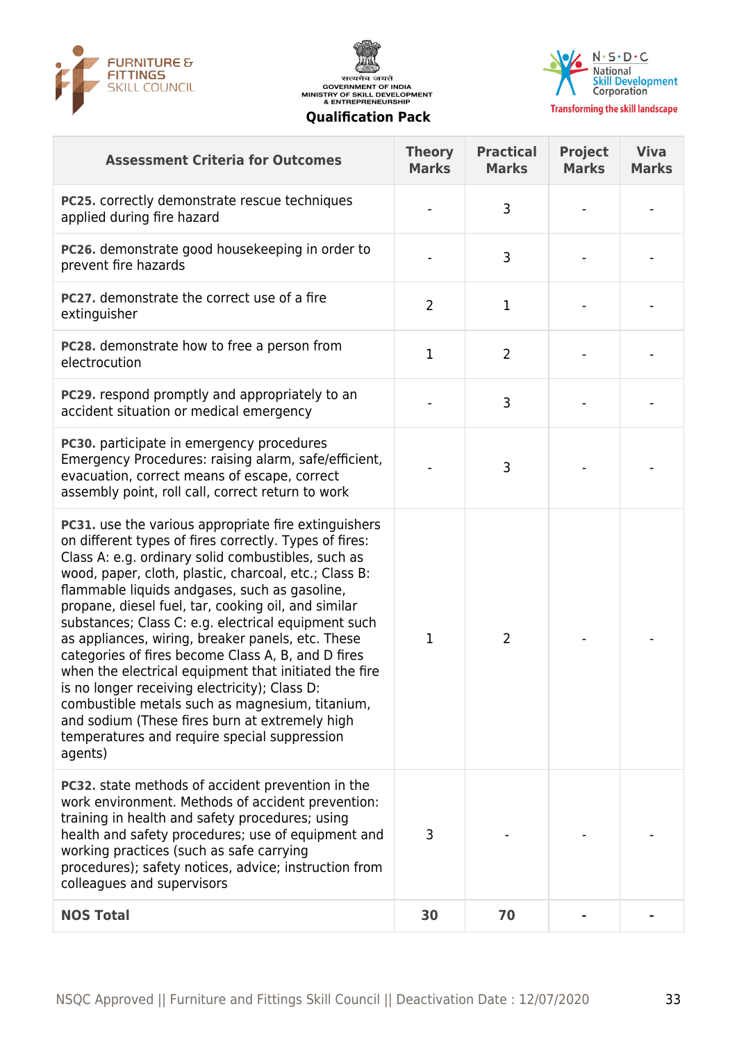| Assessment Criteria for Outcomes | Theory Marks | Practical Marks | Project Marks | Viva Marks |
|---|---|---|---|---|
| **PC25.** correctly demonstrate rescue techniques applied during fire hazard | - | 3 | - | - |
| **PC26.** demonstrate good housekeeping in order to prevent fire hazards | - | 3 | - | - |
| **PC27.** demonstrate the correct use of a fire extinguisher | 2 | 1 | - | - |
| **PC28.** demonstrate how to free a person from electrocution | 1 | 2 | - | - |
| **PC29.** respond promptly and appropriately to an accident situation or medical emergency | - | 3 | - | - |
| **PC30.** participate in emergency procedures Emergency Procedures: raising alarm, safe/efficient, evacuation, correct means of escape, correct assembly point, roll call, correct return to work | - | 3 | - | - |
| **PC31.** use the various appropriate fire extinguishers on different types of fires correctly. Types of fires: Class A: e.g. ordinary solid combustibles, such as wood, paper, cloth, plastic, charcoal, etc.; Class B: flammable liquids andgases, such as gasoline, propane, diesel fuel, tar, cooking oil, and similar substances; Class C: e.g. electrical equipment such as appliances, wiring, breaker panels, etc. These categories of fires become Class A, B, and D fires when the electrical equipment that initiated the fire is no longer receiving electricity); Class D: combustible metals such as magnesium, titanium, and sodium (These fires burn at extremely high temperatures and require special suppression agents) | 1 | 2 | - | - |
| **PC32.** state methods of accident prevention in the work environment. Methods of accident prevention: training in health and safety procedures; using health and safety procedures; use of equipment and working practices (such as safe carrying procedures); safety notices, advice; instruction from colleagues and supervisors | 3 | - | - | - |
| **NOS Total** | **30** | **70** | **-** | **-** |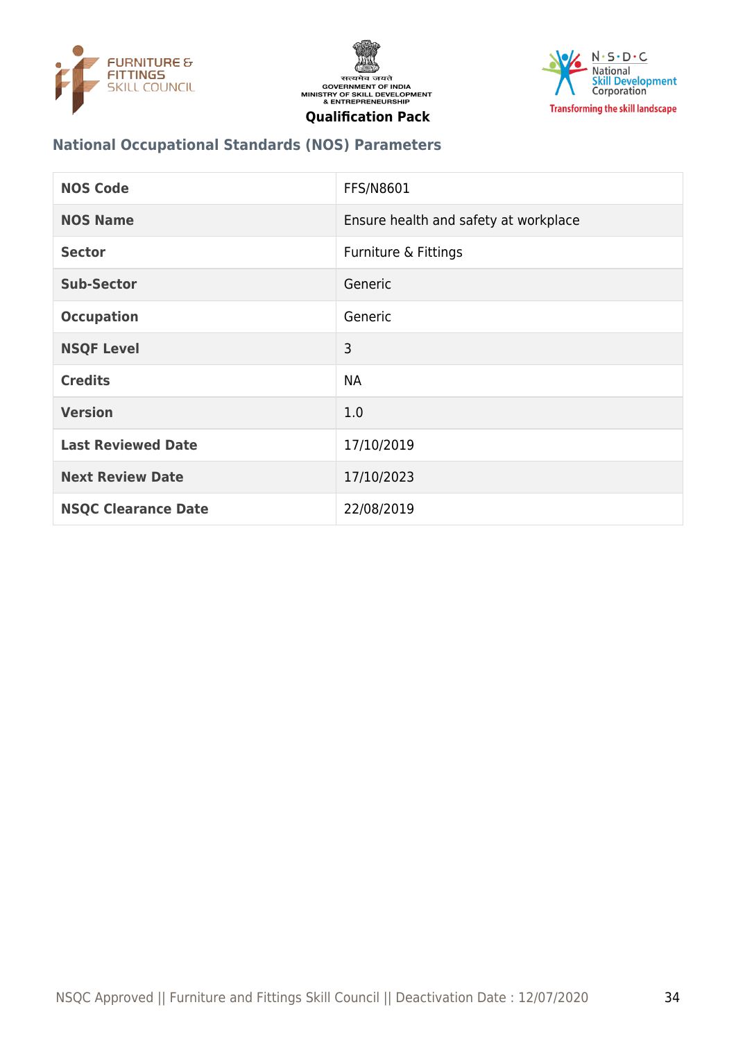## National Occupational Standards (NOS) Parameters

| NOS Code | FFS/N8601 |
|---|---|
| NOS Name | Ensure health and safety at workplace |
| Sector | Furniture & Fittings |
| Sub-Sector | Generic |
| Occupation | Generic |
| NSQF Level | 3 |
| Credits | NA |
| Version | 1.0 |
| Last Reviewed Date | 17/10/2019 |
| Next Review Date | 17/10/2023 |
| NSQC Clearance Date | 22/08/2019 |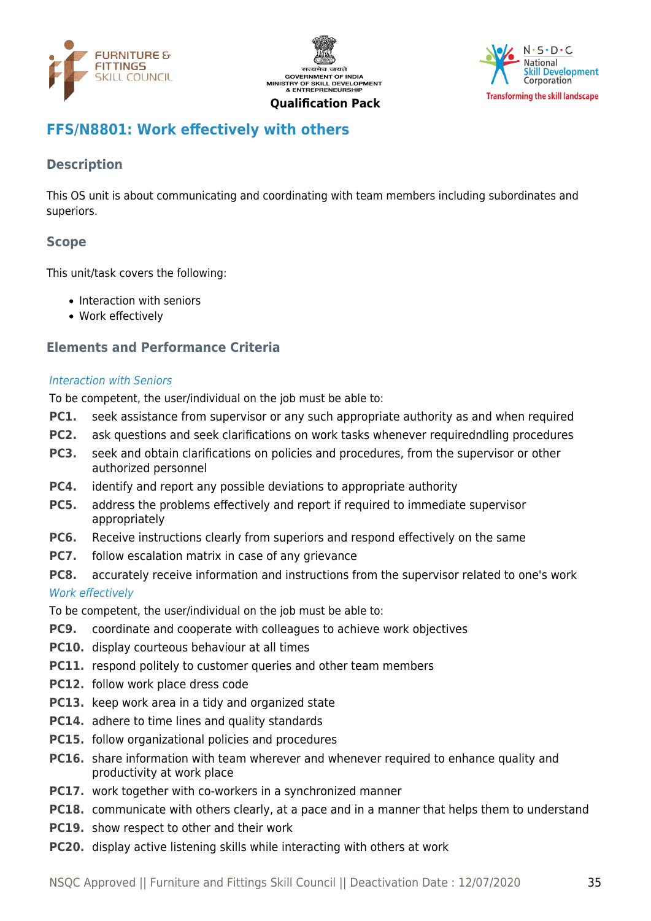# FFS/N8801: Work effectively with others

## Description

This OS unit is about communicating and coordinating with team members including subordinates and superiors.

## Scope

This unit/task covers the following:

- Interaction with seniors
- Work effectively

## Elements and Performance Criteria

*Interaction with Seniors*

To be competent, the user/individual on the job must be able to:

**PC1.** seek assistance from supervisor or any such appropriate authority as and when required

**PC2.** ask questions and seek clarifications on work tasks whenever requiredndling procedures

**PC3.** seek and obtain clarifications on policies and procedures, from the supervisor or other authorized personnel

**PC4.** identify and report any possible deviations to appropriate authority

**PC5.** address the problems effectively and report if required to immediate supervisor appropriately

**PC6.** Receive instructions clearly from superiors and respond effectively on the same

**PC7.** follow escalation matrix in case of any grievance

**PC8.** accurately receive information and instructions from the supervisor related to one's work

*Work effectively*

To be competent, the user/individual on the job must be able to:

**PC9.** coordinate and cooperate with colleagues to achieve work objectives

**PC10.** display courteous behaviour at all times

**PC11.** respond politely to customer queries and other team members

**PC12.** follow work place dress code

**PC13.** keep work area in a tidy and organized state

**PC14.** adhere to time lines and quality standards

**PC15.** follow organizational policies and procedures

**PC16.** share information with team wherever and whenever required to enhance quality and productivity at work place

**PC17.** work together with co-workers in a synchronized manner

**PC18.** communicate with others clearly, at a pace and in a manner that helps them to understand

**PC19.** show respect to other and their work

**PC20.** display active listening skills while interacting with others at work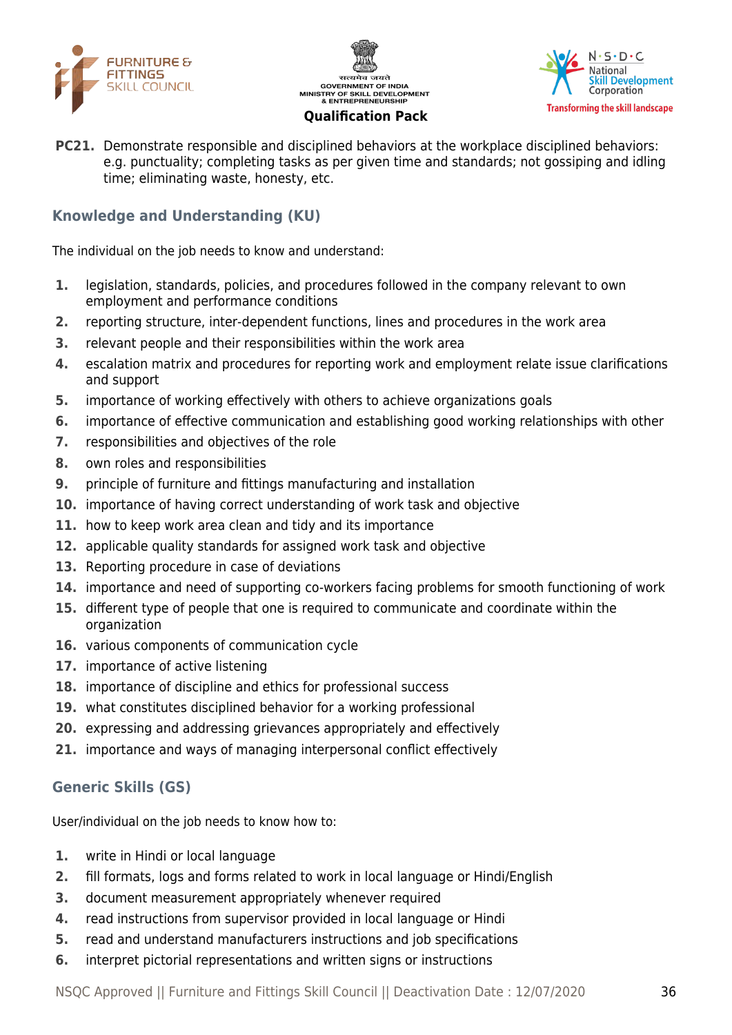**PC21.** Demonstrate responsible and disciplined behaviors at the workplace disciplined behaviors: e.g. punctuality; completing tasks as per given time and standards; not gossiping and idling time; eliminating waste, honesty, etc.

## Knowledge and Understanding (KU)

The individual on the job needs to know and understand:

1. legislation, standards, policies, and procedures followed in the company relevant to own employment and performance conditions
2. reporting structure, inter-dependent functions, lines and procedures in the work area
3. relevant people and their responsibilities within the work area
4. escalation matrix and procedures for reporting work and employment relate issue clarifications and support
5. importance of working effectively with others to achieve organizations goals
6. importance of effective communication and establishing good working relationships with other
7. responsibilities and objectives of the role
8. own roles and responsibilities
9. principle of furniture and fittings manufacturing and installation
10. importance of having correct understanding of work task and objective
11. how to keep work area clean and tidy and its importance
12. applicable quality standards for assigned work task and objective
13. Reporting procedure in case of deviations
14. importance and need of supporting co-workers facing problems for smooth functioning of work
15. different type of people that one is required to communicate and coordinate within the organization
16. various components of communication cycle
17. importance of active listening
18. importance of discipline and ethics for professional success
19. what constitutes disciplined behavior for a working professional
20. expressing and addressing grievances appropriately and effectively
21. importance and ways of managing interpersonal conflict effectively

## Generic Skills (GS)

User/individual on the job needs to know how to:

1. write in Hindi or local language
2. fill formats, logs and forms related to work in local language or Hindi/English
3. document measurement appropriately whenever required
4. read instructions from supervisor provided in local language or Hindi
5. read and understand manufacturers instructions and job specifications
6. interpret pictorial representations and written signs or instructions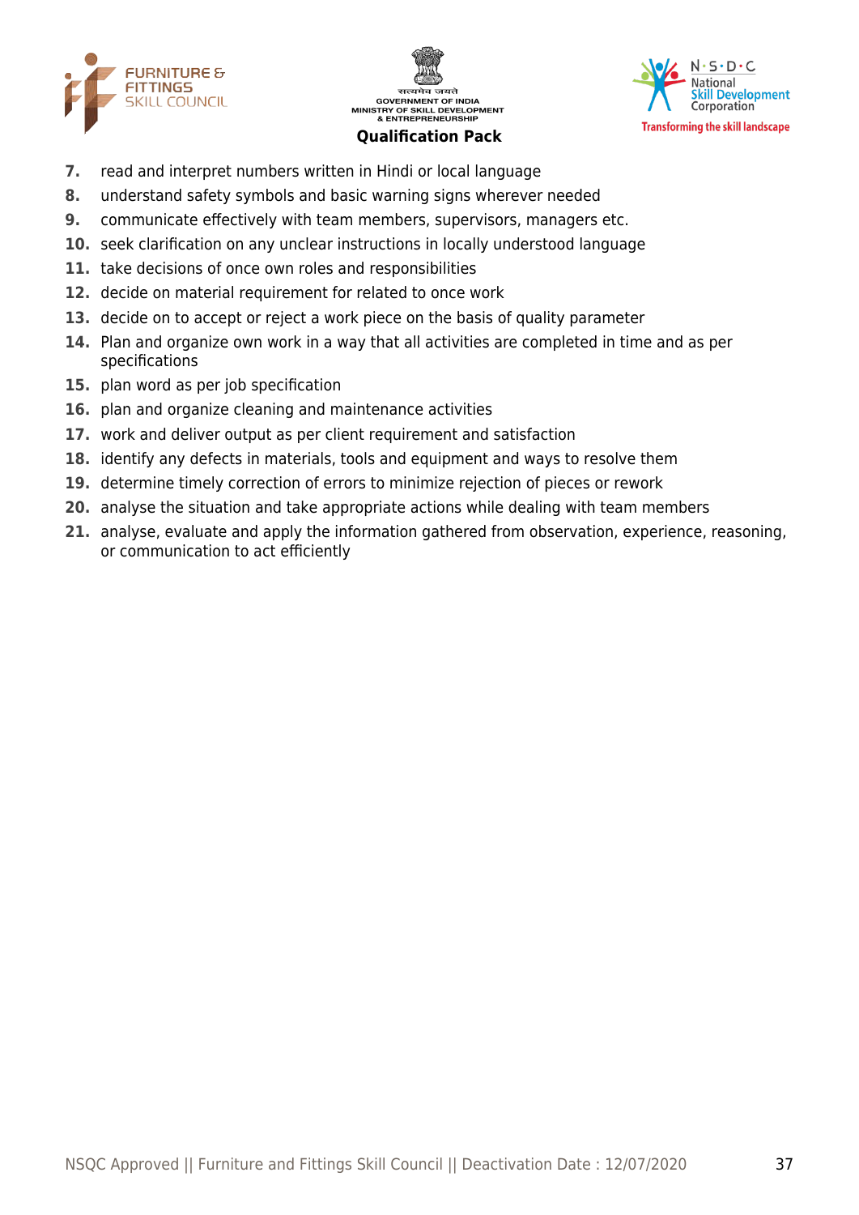7. read and interpret numbers written in Hindi or local language
8. understand safety symbols and basic warning signs wherever needed
9. communicate effectively with team members, supervisors, managers etc.
10. seek clarification on any unclear instructions in locally understood language
11. take decisions of once own roles and responsibilities
12. decide on material requirement for related to once work
13. decide on to accept or reject a work piece on the basis of quality parameter
14. Plan and organize own work in a way that all activities are completed in time and as per specifications
15. plan word as per job specification
16. plan and organize cleaning and maintenance activities
17. work and deliver output as per client requirement and satisfaction
18. identify any defects in materials, tools and equipment and ways to resolve them
19. determine timely correction of errors to minimize rejection of pieces or rework
20. analyse the situation and take appropriate actions while dealing with team members
21. analyse, evaluate and apply the information gathered from observation, experience, reasoning, or communication to act efficiently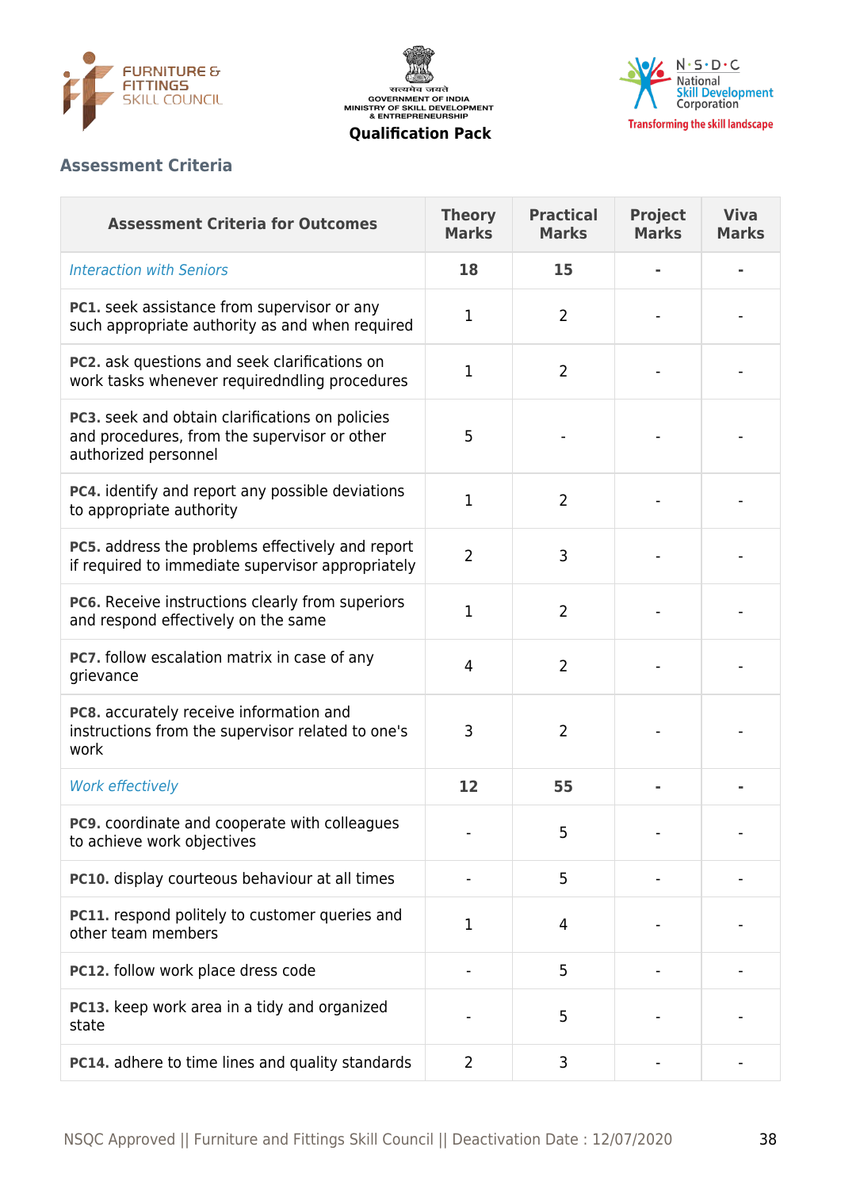## Assessment Criteria

| Assessment Criteria for Outcomes | Theory Marks | Practical Marks | Project Marks | Viva Marks |
|---|---|---|---|---|
| *Interaction with Seniors* | **18** | **15** | **-** | **-** |
| **PC1.** seek assistance from supervisor or any such appropriate authority as and when required | 1 | 2 | - | - |
| **PC2.** ask questions and seek clarifications on work tasks whenever requiredndling procedures | 1 | 2 | - | - |
| **PC3.** seek and obtain clarifications on policies and procedures, from the supervisor or other authorized personnel | 5 | - | - | - |
| **PC4.** identify and report any possible deviations to appropriate authority | 1 | 2 | - | - |
| **PC5.** address the problems effectively and report if required to immediate supervisor appropriately | 2 | 3 | - | - |
| **PC6.** Receive instructions clearly from superiors and respond effectively on the same | 1 | 2 | - | - |
| **PC7.** follow escalation matrix in case of any grievance | 4 | 2 | - | - |
| **PC8.** accurately receive information and instructions from the supervisor related to one's work | 3 | 2 | - | - |
| *Work effectively* | **12** | **55** | **-** | **-** |
| **PC9.** coordinate and cooperate with colleagues to achieve work objectives | - | 5 | - | - |
| **PC10.** display courteous behaviour at all times | - | 5 | - | - |
| **PC11.** respond politely to customer queries and other team members | 1 | 4 | - | - |
| **PC12.** follow work place dress code | - | 5 | - | - |
| **PC13.** keep work area in a tidy and organized state | - | 5 | - | - |
| **PC14.** adhere to time lines and quality standards | 2 | 3 | - | - |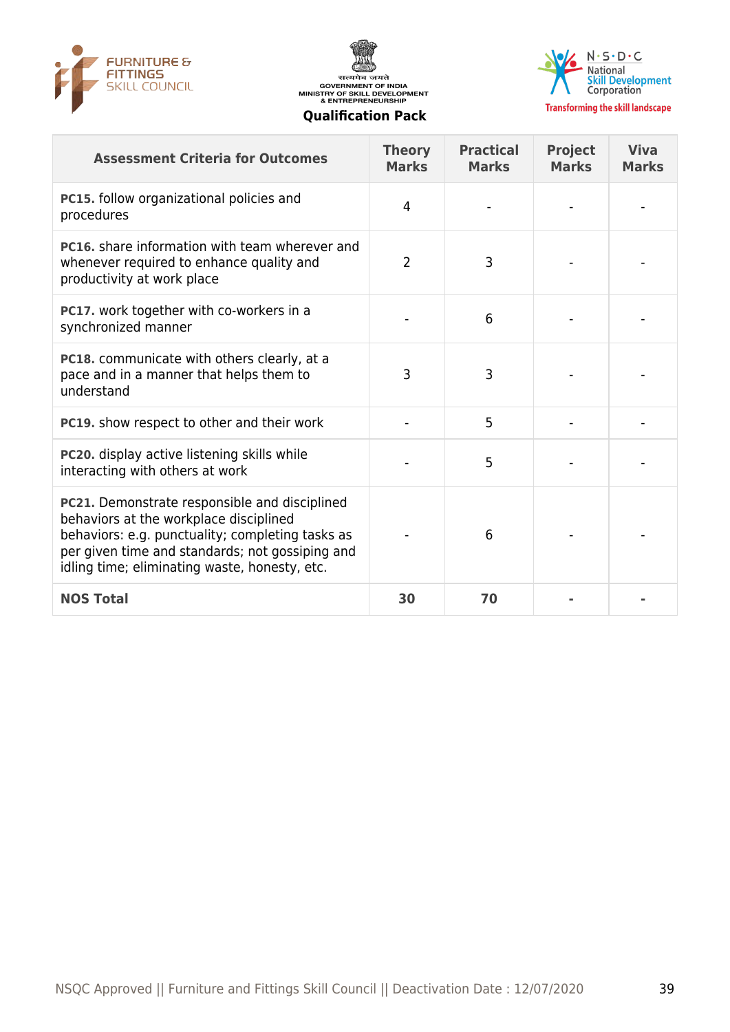| Assessment Criteria for Outcomes | Theory Marks | Practical Marks | Project Marks | Viva Marks |
|---|---|---|---|---|
| **PC15.** follow organizational policies and procedures | 4 | - | - | - |
| **PC16.** share information with team wherever and whenever required to enhance quality and productivity at work place | 2 | 3 | - | - |
| **PC17.** work together with co-workers in a synchronized manner | - | 6 | - | - |
| **PC18.** communicate with others clearly, at a pace and in a manner that helps them to understand | 3 | 3 | - | - |
| **PC19.** show respect to other and their work | - | 5 | - | - |
| **PC20.** display active listening skills while interacting with others at work | - | 5 | - | - |
| **PC21.** Demonstrate responsible and disciplined behaviors at the workplace disciplined behaviors: e.g. punctuality; completing tasks as per given time and standards; not gossiping and idling time; eliminating waste, honesty, etc. | - | 6 | - | - |
| **NOS Total** | **30** | **70** | **-** | **-** |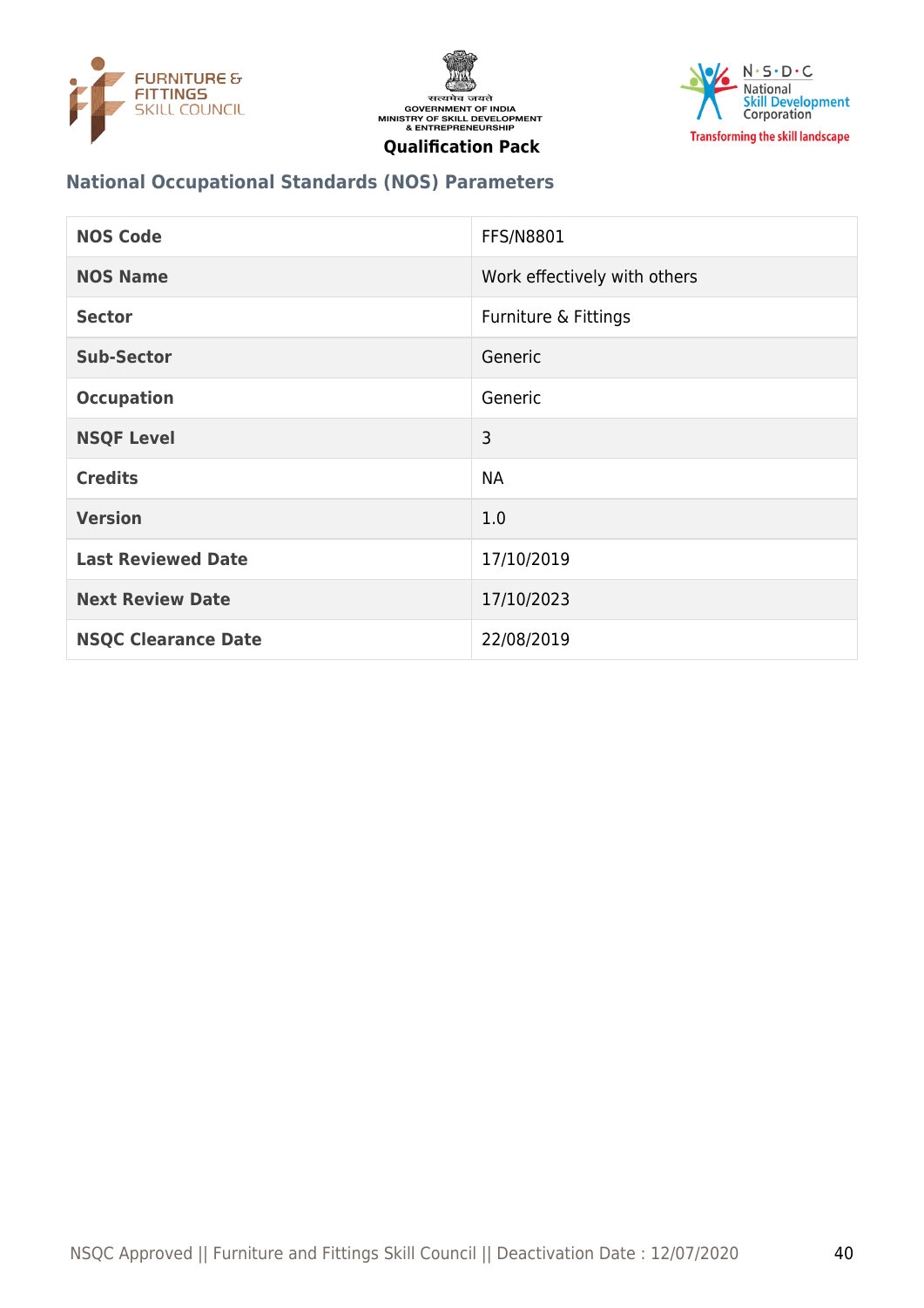## National Occupational Standards (NOS) Parameters

| NOS Code | FFS/N8801 |
| --- | --- |
| NOS Name | Work effectively with others |
| Sector | Furniture & Fittings |
| Sub-Sector | Generic |
| Occupation | Generic |
| NSQF Level | 3 |
| Credits | NA |
| Version | 1.0 |
| Last Reviewed Date | 17/10/2019 |
| Next Review Date | 17/10/2023 |
| NSQC Clearance Date | 22/08/2019 |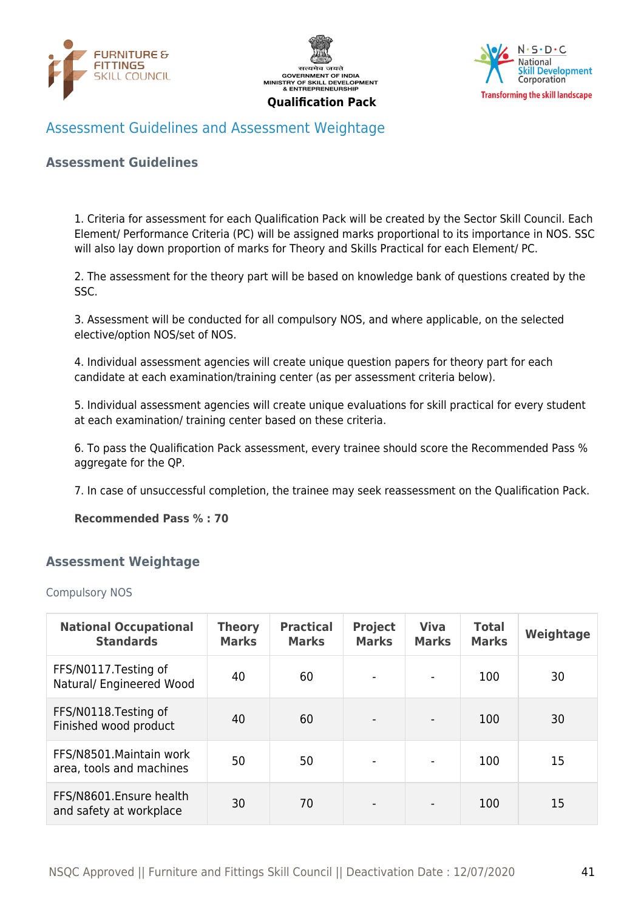## Assessment Guidelines and Assessment Weightage

### Assessment Guidelines

1. Criteria for assessment for each Qualification Pack will be created by the Sector Skill Council. Each Element/ Performance Criteria (PC) will be assigned marks proportional to its importance in NOS. SSC will also lay down proportion of marks for Theory and Skills Practical for each Element/ PC.

2. The assessment for the theory part will be based on knowledge bank of questions created by the SSC.

3. Assessment will be conducted for all compulsory NOS, and where applicable, on the selected elective/option NOS/set of NOS.

4. Individual assessment agencies will create unique question papers for theory part for each candidate at each examination/training center (as per assessment criteria below).

5. Individual assessment agencies will create unique evaluations for skill practical for every student at each examination/ training center based on these criteria.

6. To pass the Qualification Pack assessment, every trainee should score the Recommended Pass % aggregate for the QP.

7. In case of unsuccessful completion, the trainee may seek reassessment on the Qualification Pack.

**Recommended Pass % : 70**

### Assessment Weightage

Compulsory NOS

| National Occupational Standards | Theory Marks | Practical Marks | Project Marks | Viva Marks | Total Marks | Weightage |
|---|---|---|---|---|---|---|
| FFS/N0117.Testing of Natural/ Engineered Wood | 40 | 60 | - | - | 100 | 30 |
| FFS/N0118.Testing of Finished wood product | 40 | 60 | - | - | 100 | 30 |
| FFS/N8501.Maintain work area, tools and machines | 50 | 50 | - | - | 100 | 15 |
| FFS/N8601.Ensure health and safety at workplace | 30 | 70 | - | - | 100 | 15 |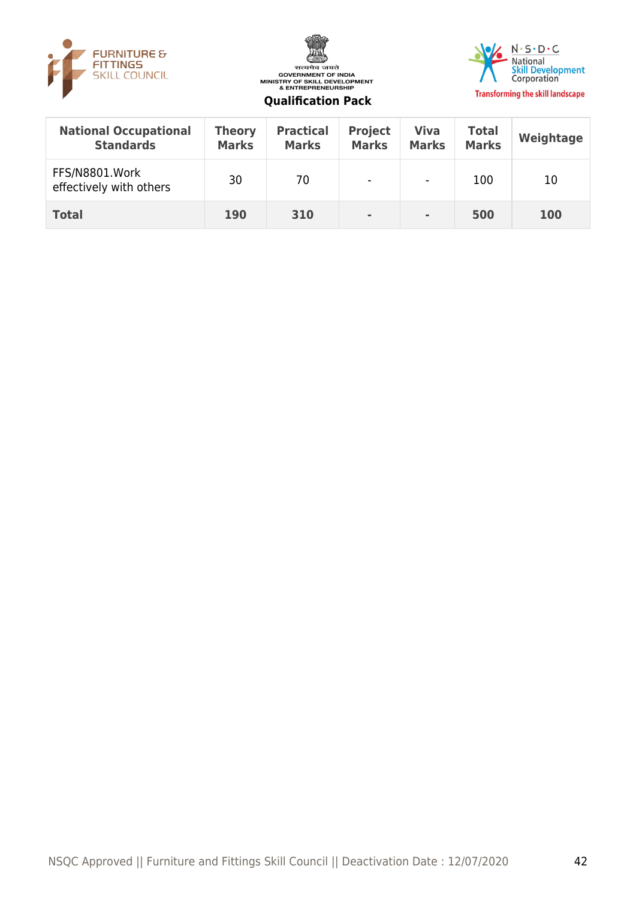| National Occupational Standards | Theory Marks | Practical Marks | Project Marks | Viva Marks | Total Marks | Weightage |
|---|---|---|---|---|---|---|
| FFS/N8801.Work effectively with others | 30 | 70 | - | - | 100 | 10 |
| **Total** | **190** | **310** | **-** | **-** | **500** | **100** |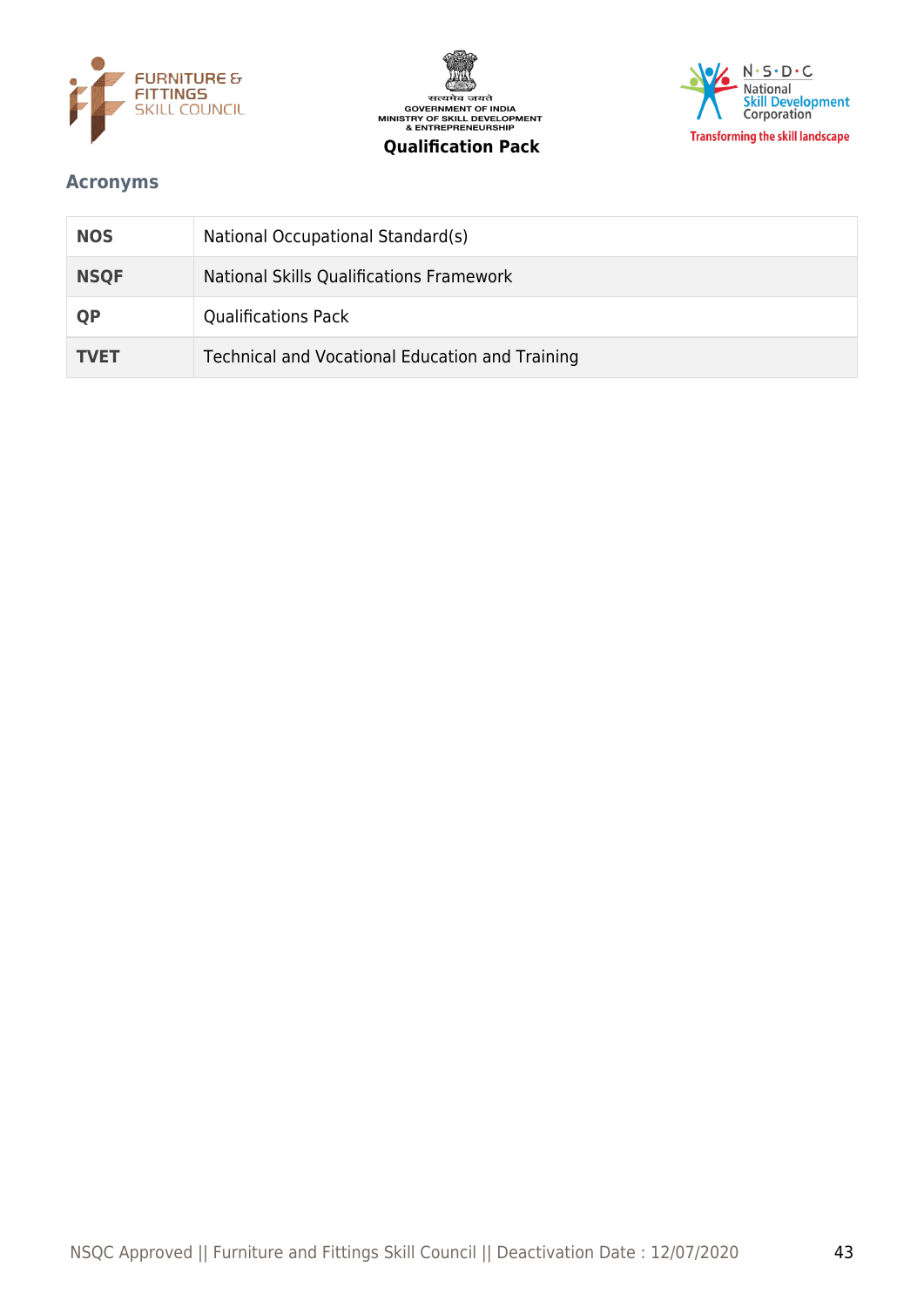## Acronyms

| | |
|---|---|
| **NOS** | National Occupational Standard(s) |
| **NSQF** | National Skills Qualifications Framework |
| **QP** | Qualifications Pack |
| **TVET** | Technical and Vocational Education and Training |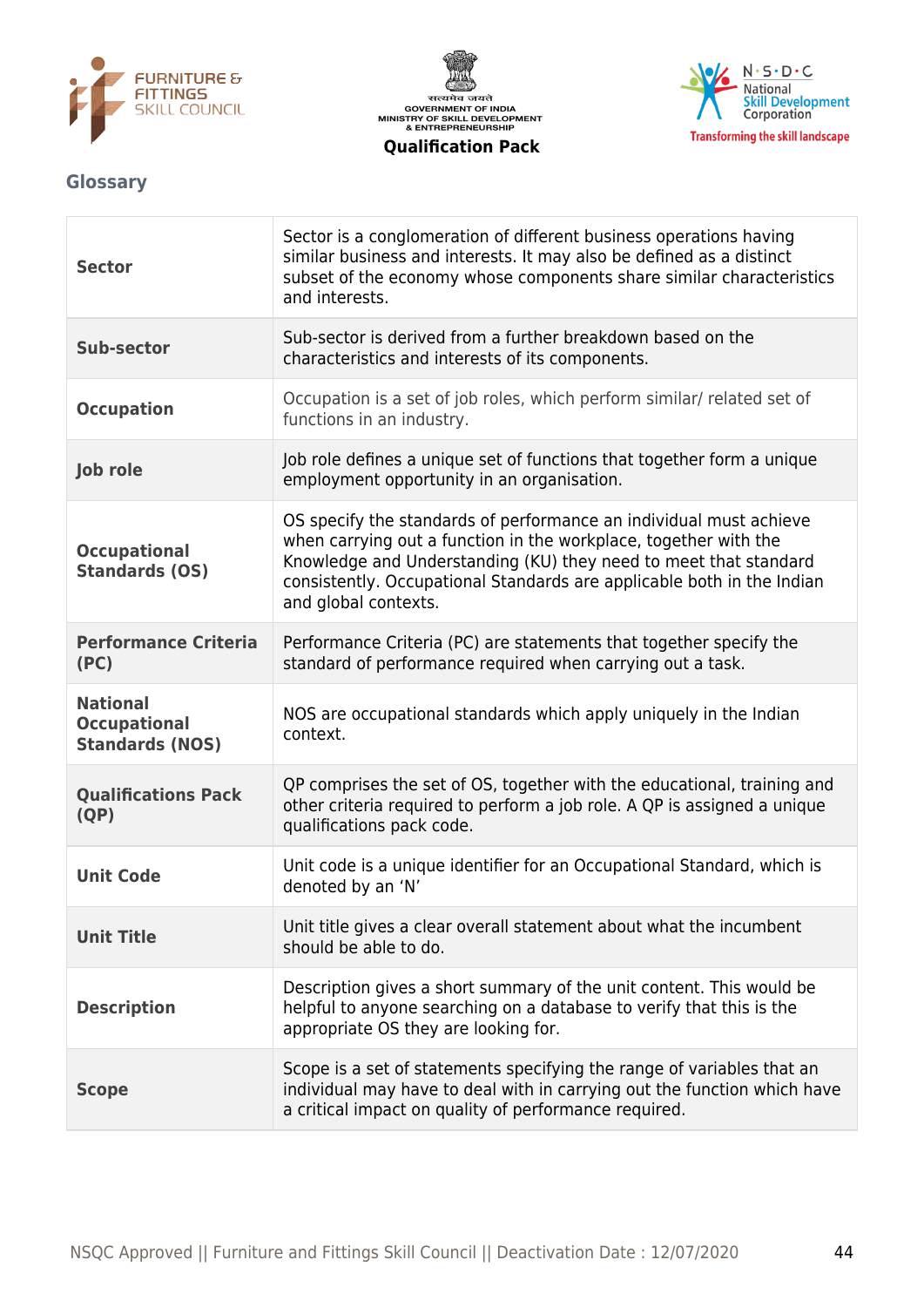## Glossary

| | |
|---|---|
| **Sector** | Sector is a conglomeration of different business operations having similar business and interests. It may also be defined as a distinct subset of the economy whose components share similar characteristics and interests. |
| **Sub-sector** | Sub-sector is derived from a further breakdown based on the characteristics and interests of its components. |
| **Occupation** | Occupation is a set of job roles, which perform similar/ related set of functions in an industry. |
| **Job role** | Job role defines a unique set of functions that together form a unique employment opportunity in an organisation. |
| **Occupational Standards (OS)** | OS specify the standards of performance an individual must achieve when carrying out a function in the workplace, together with the Knowledge and Understanding (KU) they need to meet that standard consistently. Occupational Standards are applicable both in the Indian and global contexts. |
| **Performance Criteria (PC)** | Performance Criteria (PC) are statements that together specify the standard of performance required when carrying out a task. |
| **National Occupational Standards (NOS)** | NOS are occupational standards which apply uniquely in the Indian context. |
| **Qualifications Pack (QP)** | QP comprises the set of OS, together with the educational, training and other criteria required to perform a job role. A QP is assigned a unique qualifications pack code. |
| **Unit Code** | Unit code is a unique identifier for an Occupational Standard, which is denoted by an 'N' |
| **Unit Title** | Unit title gives a clear overall statement about what the incumbent should be able to do. |
| **Description** | Description gives a short summary of the unit content. This would be helpful to anyone searching on a database to verify that this is the appropriate OS they are looking for. |
| **Scope** | Scope is a set of statements specifying the range of variables that an individual may have to deal with in carrying out the function which have a critical impact on quality of performance required. |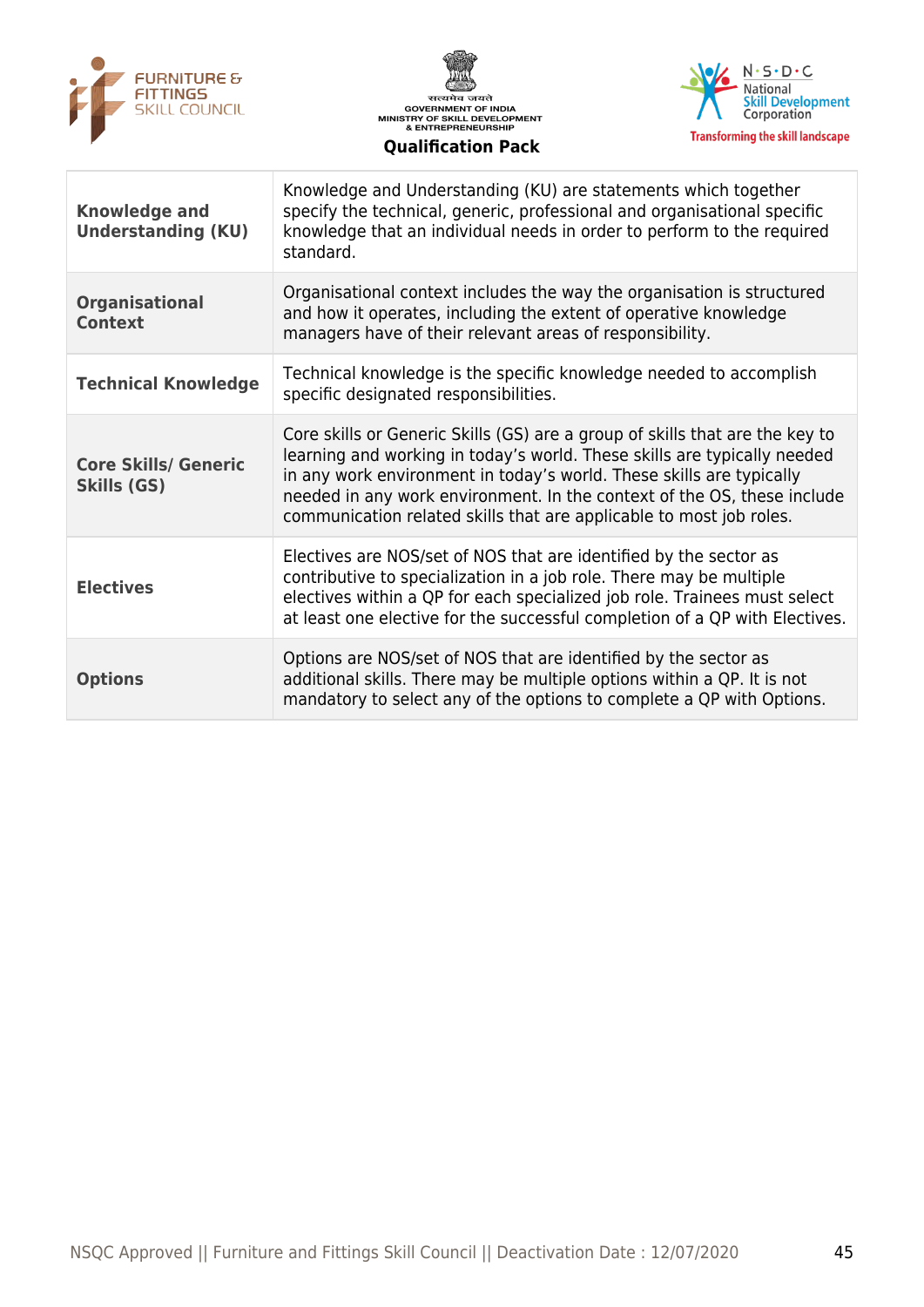| | |
|---|---|
| **Knowledge and Understanding (KU)** | Knowledge and Understanding (KU) are statements which together specify the technical, generic, professional and organisational specific knowledge that an individual needs in order to perform to the required standard. |
| **Organisational Context** | Organisational context includes the way the organisation is structured and how it operates, including the extent of operative knowledge managers have of their relevant areas of responsibility. |
| **Technical Knowledge** | Technical knowledge is the specific knowledge needed to accomplish specific designated responsibilities. |
| **Core Skills/ Generic Skills (GS)** | Core skills or Generic Skills (GS) are a group of skills that are the key to learning and working in today's world. These skills are typically needed in any work environment in today's world. These skills are typically needed in any work environment. In the context of the OS, these include communication related skills that are applicable to most job roles. |
| **Electives** | Electives are NOS/set of NOS that are identified by the sector as contributive to specialization in a job role. There may be multiple electives within a QP for each specialized job role. Trainees must select at least one elective for the successful completion of a QP with Electives. |
| **Options** | Options are NOS/set of NOS that are identified by the sector as additional skills. There may be multiple options within a QP. It is not mandatory to select any of the options to complete a QP with Options. |